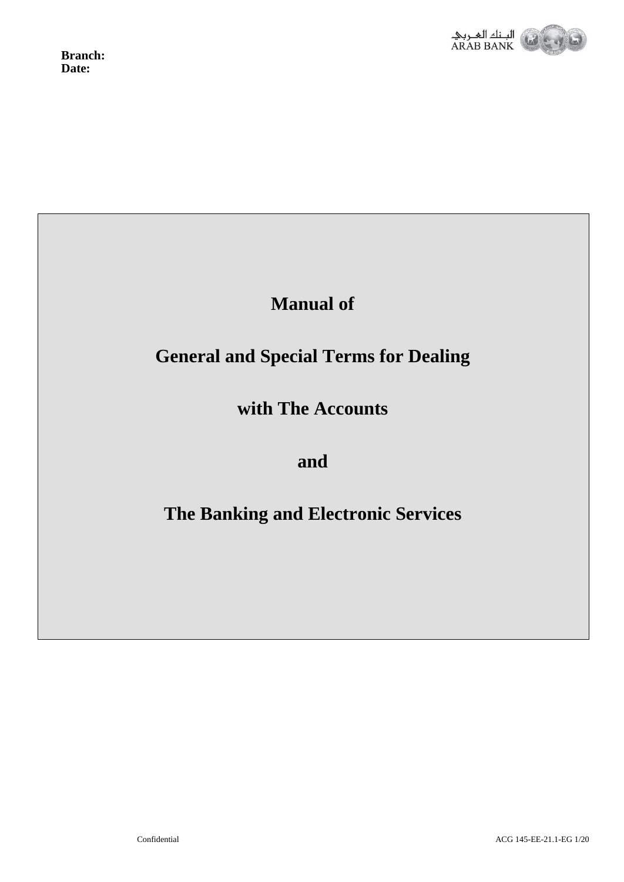**Branch:**
**Date:**

# Manual of

# General and Special Terms for Dealing

# with The Accounts

# and

# The Banking and Electronic Services

Confidential

ACG 145-EE-21.1-EG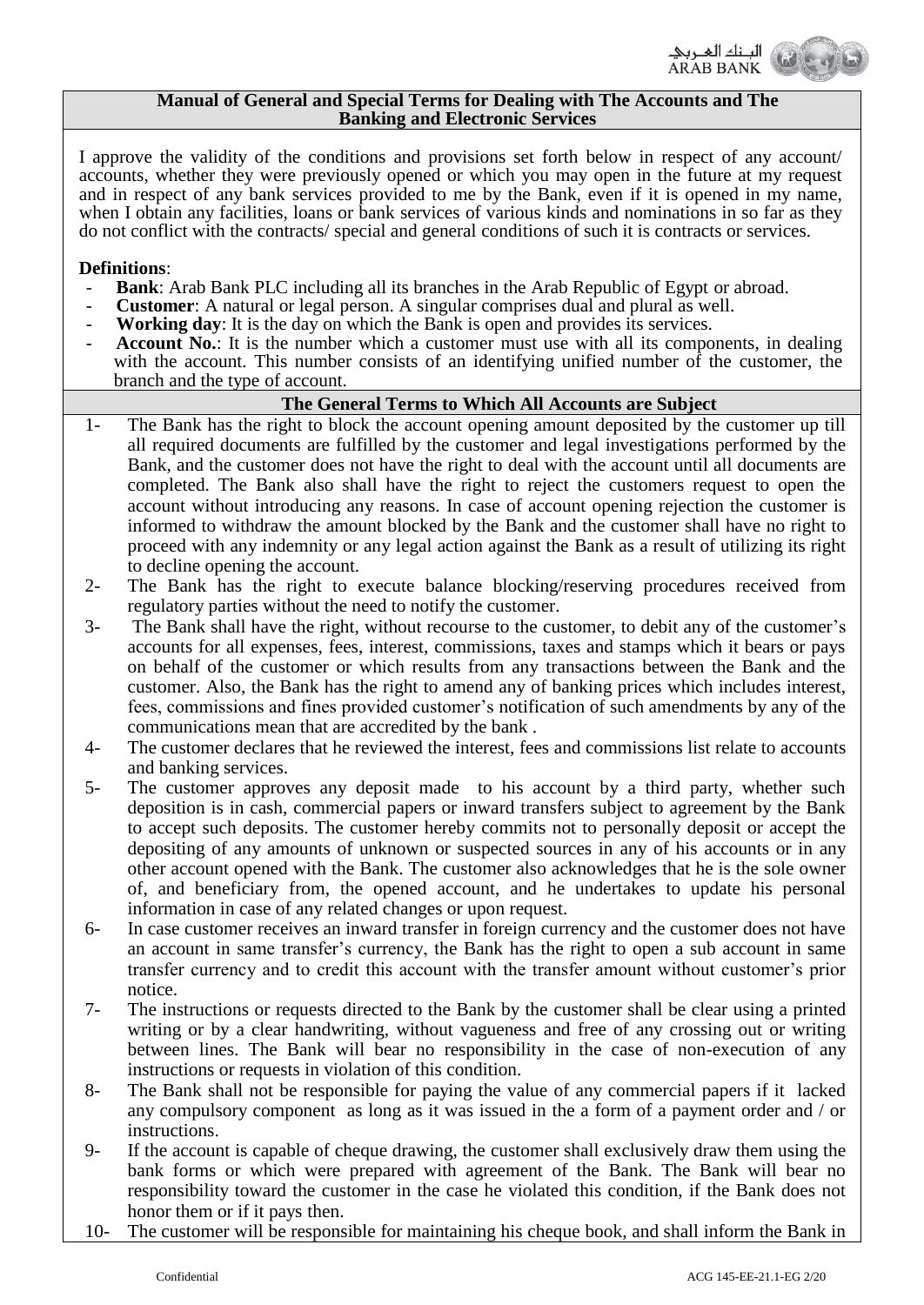## Manual of General and Special Terms for Dealing with The Accounts and The Banking and Electronic Services

I approve the validity of the conditions and provisions set forth below in respect of any account/ accounts, whether they were previously opened or which you may open in the future at my request and in respect of any bank services provided to me by the Bank, even if it is opened in my name, when I obtain any facilities, loans or bank services of various kinds and nominations in so far as they do not conflict with the contracts/ special and general conditions of such it is contracts or services.

**Definitions**:

- **Bank**: Arab Bank PLC including all its branches in the Arab Republic of Egypt or abroad.
- **Customer**: A natural or legal person. A singular comprises dual and plural as well.
- **Working day**: It is the day on which the Bank is open and provides its services.
- **Account No.**: It is the number which a customer must use with all its components, in dealing with the account. This number consists of an identifying unified number of the customer, the branch and the type of account.

### The General Terms to Which All Accounts are Subject

1- The Bank has the right to block the account opening amount deposited by the customer up till all required documents are fulfilled by the customer and legal investigations performed by the Bank, and the customer does not have the right to deal with the account until all documents are completed. The Bank also shall have the right to reject the customers request to open the account without introducing any reasons. In case of account opening rejection the customer is informed to withdraw the amount blocked by the Bank and the customer shall have no right to proceed with any indemnity or any legal action against the Bank as a result of utilizing its right to decline opening the account.

2- The Bank has the right to execute balance blocking/reserving procedures received from regulatory parties without the need to notify the customer.

3- The Bank shall have the right, without recourse to the customer, to debit any of the customer's accounts for all expenses, fees, interest, commissions, taxes and stamps which it bears or pays on behalf of the customer or which results from any transactions between the Bank and the customer. Also, the Bank has the right to amend any of banking prices which includes interest, fees, commissions and fines provided customer's notification of such amendments by any of the communications mean that are accredited by the bank .

4- The customer declares that he reviewed the interest, fees and commissions list relate to accounts and banking services.

5- The customer approves any deposit made to his account by a third party, whether such deposition is in cash, commercial papers or inward transfers subject to agreement by the Bank to accept such deposits. The customer hereby commits not to personally deposit or accept the depositing of any amounts of unknown or suspected sources in any of his accounts or in any other account opened with the Bank. The customer also acknowledges that he is the sole owner of, and beneficiary from, the opened account, and he undertakes to update his personal information in case of any related changes or upon request.

6- In case customer receives an inward transfer in foreign currency and the customer does not have an account in same transfer's currency, the Bank has the right to open a sub account in same transfer currency and to credit this account with the transfer amount without customer's prior notice.

7- The instructions or requests directed to the Bank by the customer shall be clear using a printed writing or by a clear handwriting, without vagueness and free of any crossing out or writing between lines. The Bank will bear no responsibility in the case of non-execution of any instructions or requests in violation of this condition.

8- The Bank shall not be responsible for paying the value of any commercial papers if it lacked any compulsory component as long as it was issued in the a form of a payment order and / or instructions.

9- If the account is capable of cheque drawing, the customer shall exclusively draw them using the bank forms or which were prepared with agreement of the Bank. The Bank will bear no responsibility toward the customer in the case he violated this condition, if the Bank does not honor them or if it pays then.

10- The customer will be responsible for maintaining his cheque book, and shall inform the Bank in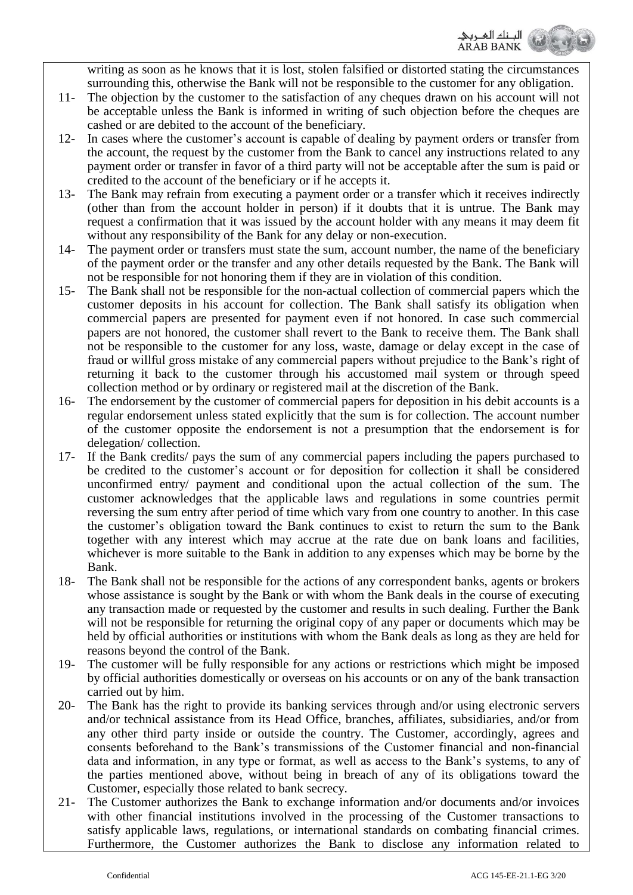writing as as soon as he knows that it is lost, stolen falsified or distorted stating the circumstances surrounding this, otherwise the Bank will not be responsible to the customer for any obligation.

11- The objection by the customer to the satisfaction of any cheques drawn on his account will not be acceptable unless the Bank is informed in writing of such objection before the cheques are cashed or are debited to the account of the beneficiary.

12- In cases where the customer's account is capable of dealing by payment orders or transfer from the account, the request by the customer from the Bank to cancel any instructions related to any payment order or transfer in favor of a third party will not be acceptable after the sum is paid or credited to the account of the beneficiary or if he accepts it.

13- The Bank may refrain from executing a payment order or a transfer which it receives indirectly (other than from the account holder in person) if it doubts that it is untrue. The Bank may request a confirmation that it was issued by the account holder with any means it may deem fit without any responsibility of the Bank for any delay or non-execution.

14- The payment order or transfers must state the sum, account number, the name of the beneficiary of the payment order or the transfer and any other details requested by the Bank. The Bank will not be responsible for not honoring them if they are in violation of this condition.

15- The Bank shall not be responsible for the non-actual collection of commercial papers which the customer deposits in his account for collection. The Bank shall satisfy its obligation when commercial papers are presented for payment even if not honored. In case such commercial papers are not honored, the customer shall revert to the Bank to receive them. The Bank shall not be responsible to the customer for any loss, waste, damage or delay except in the case of fraud or willful gross mistake of any commercial papers without prejudice to the Bank's right of returning it back to the customer through his accustomed mail system or through speed collection method or by ordinary or registered mail at the discretion of the Bank.

16- The endorsement by the customer of commercial papers for deposition in his debit accounts is a regular endorsement unless stated explicitly that the sum is for collection. The account number of the customer opposite the endorsement is not a presumption that the endorsement is for delegation/ collection.

17- If the Bank credits/ pays the sum of any commercial papers including the papers purchased to be credited to the customer's account or for deposition for collection it shall be considered unconfirmed entry/ payment and conditional upon the actual collection of the sum. The customer acknowledges that the applicable laws and regulations in some countries permit reversing the sum entry after period of time which vary from one country to another. In this case the customer's obligation toward the Bank continues to exist to return the sum to the Bank together with any interest which may accrue at the rate due on bank loans and facilities, whichever is more suitable to the Bank in addition to any expenses which may be borne by the Bank.

18- The Bank shall not be responsible for the actions of any correspondent banks, agents or brokers whose assistance is sought by the Bank or with whom the Bank deals in the course of executing any transaction made or requested by the customer and results in such dealing. Further the Bank will not be responsible for returning the original copy of any paper or documents which may be held by official authorities or institutions with whom the Bank deals as long as they are held for reasons beyond the control of the Bank.

19- The customer will be fully responsible for any actions or restrictions which might be imposed by official authorities domestically or overseas on his accounts or on any of the bank transaction carried out by him.

20- The Bank has the right to provide its banking services through and/or using electronic servers and/or technical assistance from its Head Office, branches, affiliates, subsidiaries, and/or from any other third party inside or outside the country. The Customer, accordingly, agrees and consents beforehand to the Bank's transmissions of the Customer financial and non-financial data and information, in any type or format, as well as access to the Bank's systems, to any of the parties mentioned above, without being in breach of any of its obligations toward the Customer, especially those related to bank secrecy.

21- The Customer authorizes the Bank to exchange information and/or documents and/or invoices with other financial institutions involved in the processing of the Customer transactions to satisfy applicable laws, regulations, or international standards on combating financial crimes. Furthermore, the Customer authorizes the Bank to disclose any information related to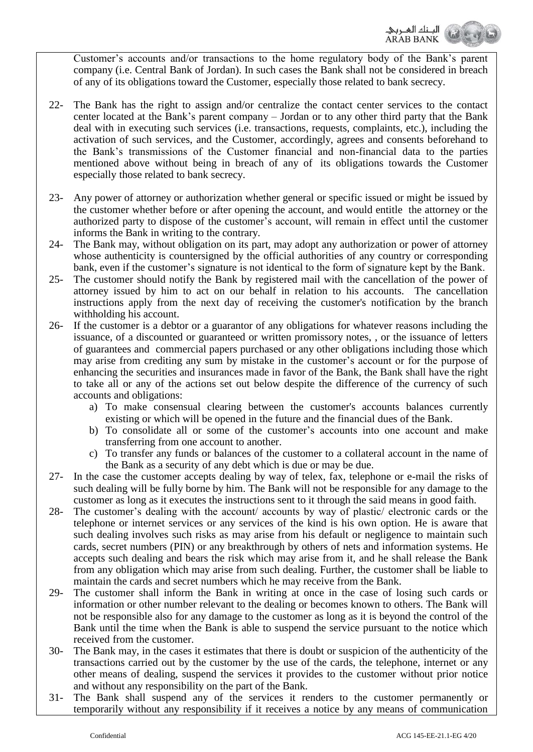Customer's accounts and/or transactions to the home regulatory body of the Bank's parent company (i.e. Central Bank of Jordan). In such cases the Bank shall not be considered in breach of any of its obligations toward the Customer, especially those related to bank secrecy.

22- The Bank has the right to assign and/or centralize the contact center services to the contact center located at the Bank's parent company – Jordan or to any other third party that the Bank deal with in executing such services (i.e. transactions, requests, complaints, etc.), including the activation of such services, and the Customer, accordingly, agrees and consents beforehand to the Bank's transmissions of the Customer financial and non-financial data to the parties mentioned above without being in breach of any of its obligations towards the Customer especially those related to bank secrecy.

23- Any power of attorney or authorization whether general or specific issued or might be issued by the customer whether before or after opening the account, and would entitle the attorney or the authorized party to dispose of the customer's account, will remain in effect until the customer informs the Bank in writing to the contrary.

24- The Bank may, without obligation on its part, may adopt any authorization or power of attorney whose authenticity is countersigned by the official authorities of any country or corresponding bank, even if the customer's signature is not identical to the form of signature kept by the Bank.

25- The customer should notify the Bank by registered mail with the cancellation of the power of attorney issued by him to act on our behalf in relation to his accounts. The cancellation instructions apply from the next day of receiving the customer's notification by the branch withholding his account.

26- If the customer is a debtor or a guarantor of any obligations for whatever reasons including the issuance, of a discounted or guaranteed or written promissory notes, , or the issuance of letters of guarantees and commercial papers purchased or any other obligations including those which may arise from crediting any sum by mistake in the customer's account or for the purpose of enhancing the securities and insurances made in favor of the Bank, the Bank shall have the right to take all or any of the actions set out below despite the difference of the currency of such accounts and obligations:
   a) To make consensual clearing between the customer's accounts balances currently existing or which will be opened in the future and the financial dues of the Bank.
   b) To consolidate all or some of the customer's accounts into one account and make transferring from one account to another.
   c) To transfer any funds or balances of the customer to a collateral account in the name of the Bank as a security of any debt which is due or may be due.

27- In the case the customer accepts dealing by way of telex, fax, telephone or e-mail the risks of such dealing will be fully borne by him. The Bank will not be responsible for any damage to the customer as long as it executes the instructions sent to it through the said means in good faith.

28- The customer's dealing with the account/ accounts by way of plastic/ electronic cards or the telephone or internet services or any services of the kind is his own option. He is aware that such dealing involves such risks as may arise from his default or negligence to maintain such cards, secret numbers (PIN) or any breakthrough by others of nets and information systems. He accepts such dealing and bears the risk which may arise from it, and he shall release the Bank from any obligation which may arise from such dealing. Further, the customer shall be liable to maintain the cards and secret numbers which he may receive from the Bank.

29- The customer shall inform the Bank in writing at once in the case of losing such cards or information or other number relevant to the dealing or becomes known to others. The Bank will not be responsible also for any damage to the customer as long as it is beyond the control of the Bank until the time when the Bank is able to suspend the service pursuant to the notice which received from the customer.

30- The Bank may, in the cases it estimates that there is doubt or suspicion of the authenticity of the transactions carried out by the customer by the use of the cards, the telephone, internet or any other means of dealing, suspend the services it provides to the customer without prior notice and without any responsibility on the part of the Bank.

31- The Bank shall suspend any of the services it renders to the customer permanently or temporarily without any responsibility if it receives a notice by any means of communication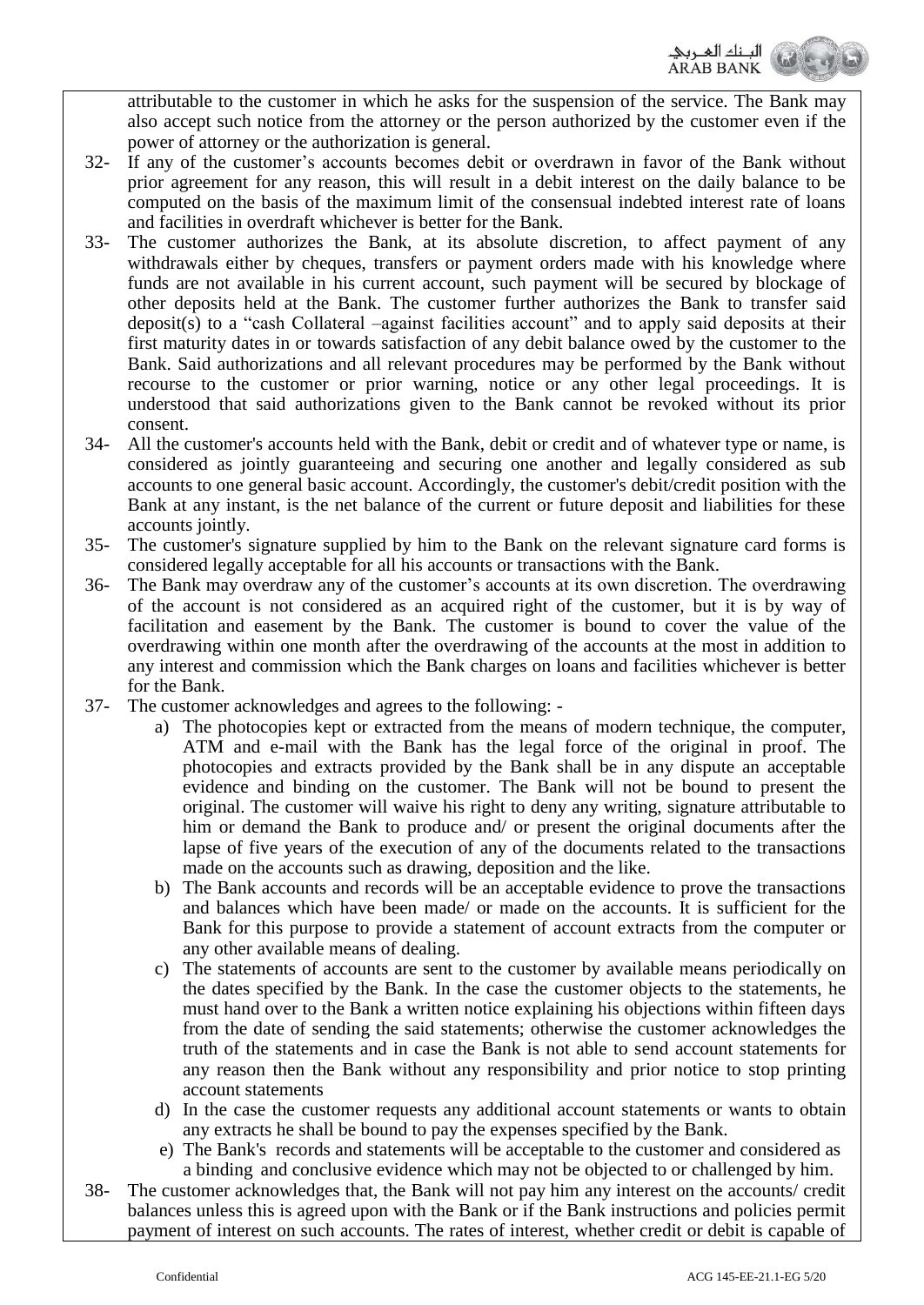attributable to the customer in which he asks for the suspension of the service. The Bank may also accept such notice from the attorney or the person authorized by the customer even if the power of attorney or the authorization is general.

32- If any of the customer's accounts becomes debit or overdrawn in favor of the Bank without prior agreement for any reason, this will result in a debit interest on the daily balance to be computed on the basis of the maximum limit of the consensual indebted interest rate of loans and facilities in overdraft whichever is better for the Bank.

33- The customer authorizes the Bank, at its absolute discretion, to affect payment of any withdrawals either by cheques, transfers or payment orders made with his knowledge where funds are not available in his current account, such payment will be secured by blockage of other deposits held at the Bank. The customer further authorizes the Bank to transfer said deposit(s) to a "cash Collateral –against facilities account" and to apply said deposits at their first maturity dates in or towards satisfaction of any debit balance owed by the customer to the Bank. Said authorizations and all relevant procedures may be performed by the Bank without recourse to the customer or prior warning, notice or any other legal proceedings. It is understood that said authorizations given to the Bank cannot be revoked without its prior consent.

34- All the customer's accounts held with the Bank, debit or credit and of whatever type or name, is considered as jointly guaranteeing and securing one another and legally considered as sub accounts to one general basic account. Accordingly, the customer's debit/credit position with the Bank at any instant, is the net balance of the current or future deposit and liabilities for these accounts jointly.

35- The customer's signature supplied by him to the Bank on the relevant signature card forms is considered legally acceptable for all his accounts or transactions with the Bank.

36- The Bank may overdraw any of the customer's accounts at its own discretion. The overdrawing of the account is not considered as an acquired right of the customer, but it is by way of facilitation and easement by the Bank. The customer is bound to cover the value of the overdrawing within one month after the overdrawing of the accounts at the most in addition to any interest and commission which the Bank charges on loans and facilities whichever is better for the Bank.

37- The customer acknowledges and agrees to the following: -

a) The photocopies kept or extracted from the means of modern technique, the computer, ATM and e-mail with the Bank has the legal force of the original in proof. The photocopies and extracts provided by the Bank shall be in any dispute an acceptable evidence and binding on the customer. The Bank will not be bound to present the original. The customer will waive his right to deny any writing, signature attributable to him or demand the Bank to produce and/ or present the original documents after the lapse of five years of the execution of any of the documents related to the transactions made on the accounts such as drawing, deposition and the like.

b) The Bank accounts and records will be an acceptable evidence to prove the transactions and balances which have been made/ or made on the accounts. It is sufficient for the Bank for this purpose to provide a statement of account extracts from the computer or any other available means of dealing.

c) The statements of accounts are sent to the customer by available means periodically on the dates specified by the Bank. In the case the customer objects to the statements, he must hand over to the Bank a written notice explaining his objections within fifteen days from the date of sending the said statements; otherwise the customer acknowledges the truth of the statements and in case the Bank is not able to send account statements for any reason then the Bank without any responsibility and prior notice to stop printing account statements

d) In the case the customer requests any additional account statements or wants to obtain any extracts he shall be bound to pay the expenses specified by the Bank.

e) The Bank's records and statements will be acceptable to the customer and considered as a binding and conclusive evidence which may not be objected to or challenged by him.

38- The customer acknowledges that, the Bank will not pay him any interest on the accounts/ credit balances unless this is agreed upon with the Bank or if the Bank instructions and policies permit payment of interest on such accounts. The rates of interest, whether credit or debit is capable of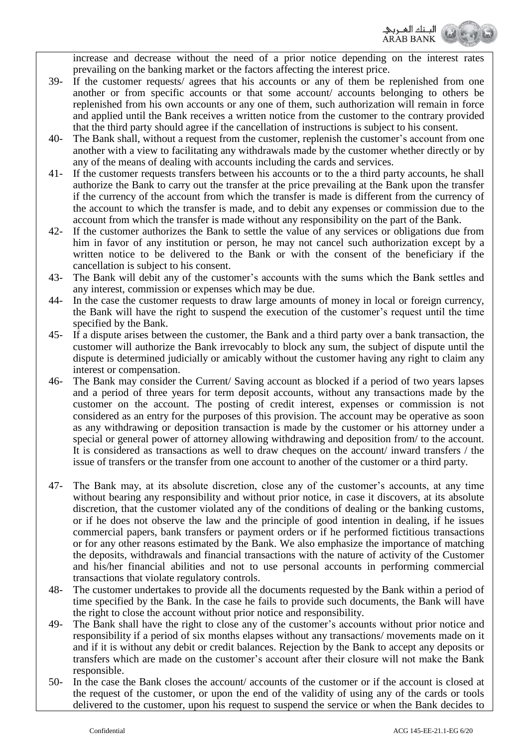increase and decrease without the need of a prior notice depending on the interest rates prevailing on the banking market or the factors affecting the interest price.

39- If the customer requests/ agrees that his accounts or any of them be replenished from one another or from specific accounts or that some account/ accounts belonging to others be replenished from his own accounts or any one of them, such authorization will remain in force and applied until the Bank receives a written notice from the customer to the contrary provided that the third party should agree if the cancellation of instructions is subject to his consent.

40- The Bank shall, without a request from the customer, replenish the customer's account from one another with a view to facilitating any withdrawals made by the customer whether directly or by any of the means of dealing with accounts including the cards and services.

41- If the customer requests transfers between his accounts or to the a third party accounts, he shall authorize the Bank to carry out the transfer at the price prevailing at the Bank upon the transfer if the currency of the account from which the transfer is made is different from the currency of the account to which the transfer is made, and to debit any expenses or commission due to the account from which the transfer is made without any responsibility on the part of the Bank.

42- If the customer authorizes the Bank to settle the value of any services or obligations due from him in favor of any institution or person, he may not cancel such authorization except by a written notice to be delivered to the Bank or with the consent of the beneficiary if the cancellation is subject to his consent.

43- The Bank will debit any of the customer's accounts with the sums which the Bank settles and any interest, commission or expenses which may be due.

44- In the case the customer requests to draw large amounts of money in local or foreign currency, the Bank will have the right to suspend the execution of the customer's request until the time specified by the Bank.

45- If a dispute arises between the customer, the Bank and a third party over a bank transaction, the customer will authorize the Bank irrevocably to block any sum, the subject of dispute until the dispute is determined judicially or amicably without the customer having any right to claim any interest or compensation.

46- The Bank may consider the Current/ Saving account as blocked if a period of two years lapses and a period of three years for term deposit accounts, without any transactions made by the customer on the account. The posting of credit interest, expenses or commission is not considered as an entry for the purposes of this provision. The account may be operative as soon as any withdrawing or deposition transaction is made by the customer or his attorney under a special or general power of attorney allowing withdrawing and deposition from/ to the account. It is considered as transactions as well to draw cheques on the account/ inward transfers / the issue of transfers or the transfer from one account to another of the customer or a third party.

47- The Bank may, at its absolute discretion, close any of the customer's accounts, at any time without bearing any responsibility and without prior notice, in case it discovers, at its absolute discretion, that the customer violated any of the conditions of dealing or the banking customs, or if he does not observe the law and the principle of good intention in dealing, if he issues commercial papers, bank transfers or payment orders or if he performed fictitious transactions or for any other reasons estimated by the Bank. We also emphasize the importance of matching the deposits, withdrawals and financial transactions with the nature of activity of the Customer and his/her financial abilities and not to use personal accounts in performing commercial transactions that violate regulatory controls.

48- The customer undertakes to provide all the documents requested by the Bank within a period of time specified by the Bank. In the case he fails to provide such documents, the Bank will have the right to close the account without prior notice and responsibility.

49- The Bank shall have the right to close any of the customer's accounts without prior notice and responsibility if a period of six months elapses without any transactions/ movements made on it and if it is without any debit or credit balances. Rejection by the Bank to accept any deposits or transfers which are made on the customer's account after their closure will not make the Bank responsible.

50- In the case the Bank closes the account/ accounts of the customer or if the account is closed at the request of the customer, or upon the end of the validity of using any of the cards or tools delivered to the customer, upon his request to suspend the service or when the Bank decides to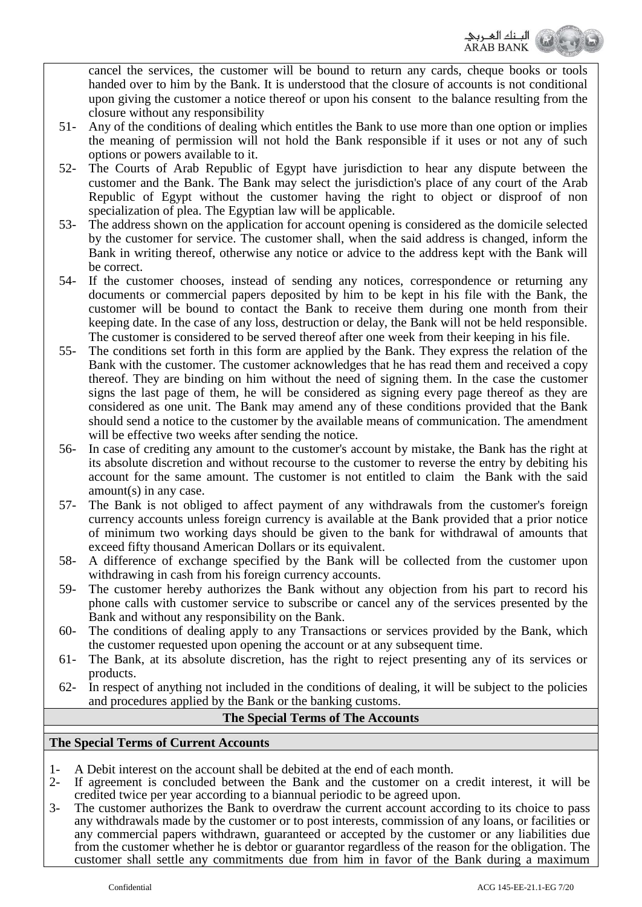cancel the services, the customer will be bound to return any cards, cheque books or tools handed over to him by the Bank. It is understood that the closure of accounts is not conditional upon giving the customer a notice thereof or upon his consent to the balance resulting from the closure without any responsibility

51- Any of the conditions of dealing which entitles the Bank to use more than one option or implies the meaning of permission will not hold the Bank responsible if it uses or not any of such options or powers available to it.

52- The Courts of Arab Republic of Egypt have jurisdiction to hear any dispute between the customer and the Bank. The Bank may select the jurisdiction's place of any court of the Arab Republic of Egypt without the customer having the right to object or disproof of non specialization of plea. The Egyptian law will be applicable.

53- The address shown on the application for account opening is considered as the domicile selected by the customer for service. The customer shall, when the said address is changed, inform the Bank in writing thereof, otherwise any notice or advice to the address kept with the Bank will be correct.

54- If the customer chooses, instead of sending any notices, correspondence or returning any documents or commercial papers deposited by him to be kept in his file with the Bank, the customer will be bound to contact the Bank to receive them during one month from their keeping date. In the case of any loss, destruction or delay, the Bank will not be held responsible. The customer is considered to be served thereof after one week from their keeping in his file.

55- The conditions set forth in this form are applied by the Bank. They express the relation of the Bank with the customer. The customer acknowledges that he has read them and received a copy thereof. They are binding on him without the need of signing them. In the case the customer signs the last page of them, he will be considered as signing every page thereof as they are considered as one unit. The Bank may amend any of these conditions provided that the Bank should send a notice to the customer by the available means of communication. The amendment will be effective two weeks after sending the notice.

56- In case of crediting any amount to the customer's account by mistake, the Bank has the right at its absolute discretion and without recourse to the customer to reverse the entry by debiting his account for the same amount. The customer is not entitled to claim the Bank with the said amount(s) in any case.

57- The Bank is not obliged to affect payment of any withdrawals from the customer's foreign currency accounts unless foreign currency is available at the Bank provided that a prior notice of minimum two working days should be given to the bank for withdrawal of amounts that exceed fifty thousand American Dollars or its equivalent.

58- A difference of exchange specified by the Bank will be collected from the customer upon withdrawing in cash from his foreign currency accounts.

59- The customer hereby authorizes the Bank without any objection from his part to record his phone calls with customer service to subscribe or cancel any of the services presented by the Bank and without any responsibility on the Bank.

60- The conditions of dealing apply to any Transactions or services provided by the Bank, which the customer requested upon opening the account or at any subsequent time.

61- The Bank, at its absolute discretion, has the right to reject presenting any of its services or products.

62- In respect of anything not included in the conditions of dealing, it will be subject to the policies and procedures applied by the Bank or the banking customs.

## The Special Terms of The Accounts

### The Special Terms of Current Accounts

1- A Debit interest on the account shall be debited at the end of each month.

2- If agreement is concluded between the Bank and the customer on a credit interest, it will be credited twice per year according to a biannual periodic to be agreed upon.

3- The customer authorizes the Bank to overdraw the current account according to its choice to pass any withdrawals made by the customer or to post interests, commission of any loans, or facilities or any commercial papers withdrawn, guaranteed or accepted by the customer or any liabilities due from the customer whether he is debtor or guarantor regardless of the reason for the obligation. The customer shall settle any commitments due from him in favor of the Bank during a maximum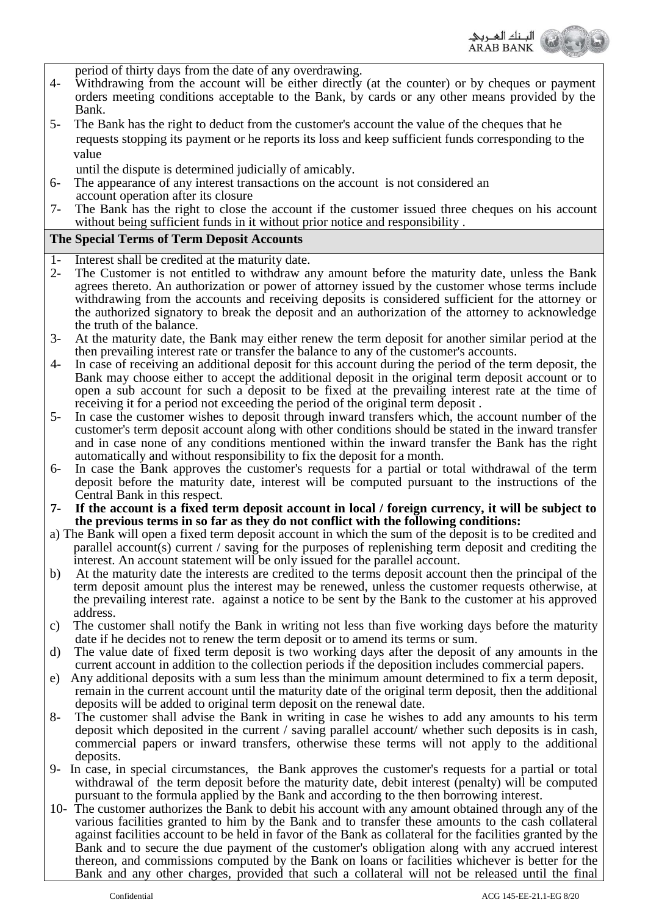period of thirty days from the date of any overdrawing.

4- Withdrawing from the account will be either directly (at the counter) or by cheques or payment orders meeting conditions acceptable to the Bank, by cards or any other means provided by the Bank.

5- The Bank has the right to deduct from the customer's account the value of the cheques that he requests stopping its payment or he reports its loss and keep sufficient funds corresponding to the value until the dispute is determined judicially of amicably.

6- The appearance of any interest transactions on the account is not considered an account operation after its closure

7- The Bank has the right to close the account if the customer issued three cheques on his account without being sufficient funds in it without prior notice and responsibility .

## The Special Terms of Term Deposit Accounts

1- Interest shall be credited at the maturity date.

2- The Customer is not entitled to withdraw any amount before the maturity date, unless the Bank agrees thereto. An authorization or power of attorney issued by the customer whose terms include withdrawing from the accounts and receiving deposits is considered sufficient for the attorney or the authorized signatory to break the deposit and an authorization of the attorney to acknowledge the truth of the balance.

3- At the maturity date, the Bank may either renew the term deposit for another similar period at the then prevailing interest rate or transfer the balance to any of the customer's accounts.

4- In case of receiving an additional deposit for this account during the period of the term deposit, the Bank may choose either to accept the additional deposit in the original term deposit account or to open a sub account for such a deposit to be fixed at the prevailing interest rate at the time of receiving it for a period not exceeding the period of the original term deposit .

5- In case the customer wishes to deposit through inward transfers which, the account number of the customer's term deposit account along with other conditions should be stated in the inward transfer and in case none of any conditions mentioned within the inward transfer the Bank has the right automatically and without responsibility to fix the deposit for a month.

6- In case the Bank approves the customer's requests for a partial or total withdrawal of the term deposit before the maturity date, interest will be computed pursuant to the instructions of the Central Bank in this respect.

**7- If the account is a fixed term deposit account in local / foreign currency, it will be subject to the previous terms in so far as they do not conflict with the following conditions:**

a) The Bank will open a fixed term deposit account in which the sum of the deposit is to be credited and parallel account(s) current / saving for the purposes of replenishing term deposit and crediting the interest. An account statement will be only issued for the parallel account.

b) At the maturity date the interests are credited to the terms deposit account then the principal of the term deposit amount plus the interest may be renewed, unless the customer requests otherwise, at the prevailing interest rate. against a notice to be sent by the Bank to the customer at his approved address.

c) The customer shall notify the Bank in writing not less than five working days before the maturity date if he decides not to renew the term deposit or to amend its terms or sum.

d) The value date of fixed term deposit is two working days after the deposit of any amounts in the current account in addition to the collection periods if the deposition includes commercial papers.

e) Any additional deposits with a sum less than the minimum amount determined to fix a term deposit, remain in the current account until the maturity date of the original term deposit, then the additional deposits will be added to original term deposit on the renewal date.

8- The customer shall advise the Bank in writing in case he wishes to add any amounts to his term deposit which deposited in the current / saving parallel account/ whether such deposits is in cash, commercial papers or inward transfers, otherwise these terms will not apply to the additional deposits.

9- In case, in special circumstances, the Bank approves the customer's requests for a partial or total withdrawal of the term deposit before the maturity date, debit interest (penalty) will be computed pursuant to the formula applied by the Bank and according to the then borrowing interest.

10- The customer authorizes the Bank to debit his account with any amount obtained through any of the various facilities granted to him by the Bank and to transfer these amounts to the cash collateral against facilities account to be held in favor of the Bank as collateral for the facilities granted by the Bank and to secure the due payment of the customer's obligation along with any accrued interest thereon, and commissions computed by the Bank on loans or facilities whichever is better for the Bank and any other charges, provided that such a collateral will not be released until the final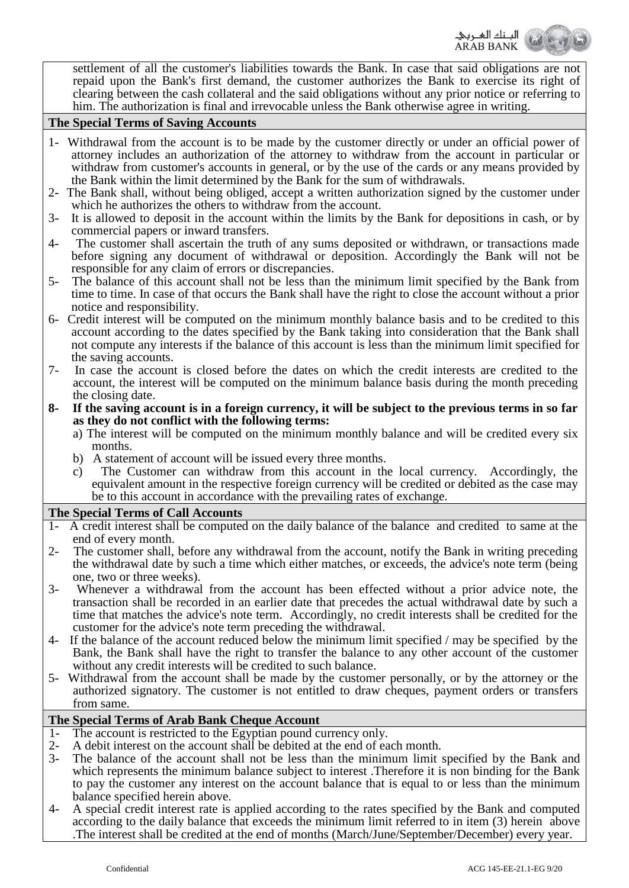settlement of all the customer's liabilities towards the Bank. In case that said obligations are not repaid upon the Bank's first demand, the customer authorizes the Bank to exercise its right of clearing between the cash collateral and the said obligations without any prior notice or referring to him. The authorization is final and irrevocable unless the Bank otherwise agree in writing.

## The Special Terms of Saving Accounts

1- Withdrawal from the account is to be made by the customer directly or under an official power of attorney includes an authorization of the attorney to withdraw from the account in particular or withdraw from customer's accounts in general, or by the use of the cards or any means provided by the Bank within the limit determined by the Bank for the sum of withdrawals.
2- The Bank shall, without being obliged, accept a written authorization signed by the customer under which he authorizes the others to withdraw from the account.
3- It is allowed to deposit in the account within the limits by the Bank for depositions in cash, or by commercial papers or inward transfers.
4- The customer shall ascertain the truth of any sums deposited or withdrawn, or transactions made before signing any document of withdrawal or deposition. Accordingly the Bank will not be responsible for any claim of errors or discrepancies.
5- The balance of this account shall not be less than the minimum limit specified by the Bank from time to time. In case of that occurs the Bank shall have the right to close the account without a prior notice and responsibility.
6- Credit interest will be computed on the minimum monthly balance basis and to be credited to this account according to the dates specified by the Bank taking into consideration that the Bank shall not compute any interests if the balance of this account is less than the minimum limit specified for the saving accounts.
7- In case the account is closed before the dates on which the credit interests are credited to the account, the interest will be computed on the minimum balance basis during the month preceding the closing date.
8- **If the saving account is in a foreign currency, it will be subject to the previous terms in so far as they do not conflict with the following terms:**
   a) The interest will be computed on the minimum monthly balance and will be credited every six months.
   b) A statement of account will be issued every three months.
   c) The Customer can withdraw from this account in the local currency. Accordingly, the equivalent amount in the respective foreign currency will be credited or debited as the case may be to this account in accordance with the prevailing rates of exchange.

## The Special Terms of Call Accounts

1- A credit interest shall be computed on the daily balance of the balance and credited to same at the end of every month.
2- The customer shall, before any withdrawal from the account, notify the Bank in writing preceding the withdrawal date by such a time which either matches, or exceeds, the advice's note term (being one, two or three weeks).
3- Whenever a withdrawal from the account has been effected without a prior advice note, the transaction shall be recorded in an earlier date that precedes the actual withdrawal date by such a time that matches the advice's note term. Accordingly, no credit interests shall be credited for the customer for the advice's note term preceding the withdrawal.
4- If the balance of the account reduced below the minimum limit specified / may be specified by the Bank, the Bank shall have the right to transfer the balance to any other account of the customer without any credit interests will be credited to such balance.
5- Withdrawal from the account shall be made by the customer personally, or by the attorney or the authorized signatory. The customer is not entitled to draw cheques, payment orders or transfers from same.

## The Special Terms of Arab Bank Cheque Account

1- The account is restricted to the Egyptian pound currency only.
2- A debit interest on the account shall be debited at the end of each month.
3- The balance of the account shall not be less than the minimum limit specified by the Bank and which represents the minimum balance subject to interest .Therefore it is non binding for the Bank to pay the customer any interest on the account balance that is equal to or less than the minimum balance specified herein above.
4- A special credit interest rate is applied according to the rates specified by the Bank and computed according to the daily balance that exceeds the minimum limit referred to in item (3) herein above .The interest shall be credited at the end of months (March/June/September/December) every year.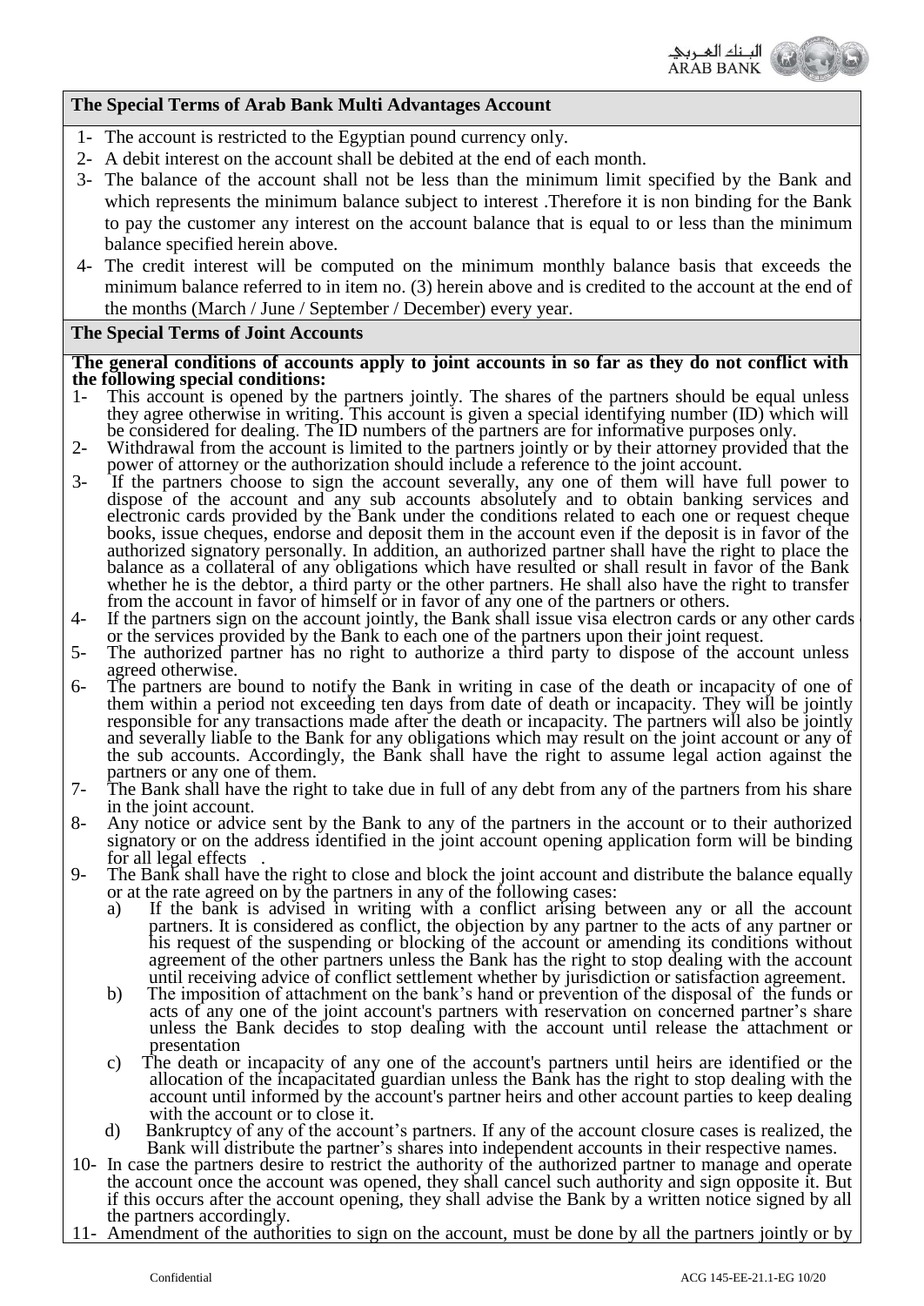## The Special Terms of Arab Bank Multi Advantages Account

1- The account is restricted to the Egyptian pound currency only.
2- A debit interest on the account shall be debited at the end of each month.
3- The balance of the account shall not be less than the minimum limit specified by the Bank and which represents the minimum balance subject to interest .Therefore it is non binding for the Bank to pay the customer any interest on the account balance that is equal to or less than the minimum balance specified herein above.
4- The credit interest will be computed on the minimum monthly balance basis that exceeds the minimum balance referred to in item no. (3) herein above and is credited to the account at the end of the months (March / June / September / December) every year.

## The Special Terms of Joint Accounts

**The general conditions of accounts apply to joint accounts in so far as they do not conflict with the following special conditions:**

1- This account is opened by the partners jointly. The shares of the partners should be equal unless they agree otherwise in writing. This account is given a special identifying number (ID) which will be considered for dealing. The ID numbers of the partners are for informative purposes only.
2- Withdrawal from the account is limited to the partners jointly or by their attorney provided that the power of attorney or the authorization should include a reference to the joint account.
3- If the partners choose to sign the account severally, any one of them will have full power to dispose of the account and any sub accounts absolutely and to obtain banking services and electronic cards provided by the Bank under the conditions related to each one or request cheque books, issue cheques, endorse and deposit them in the account even if the deposit is in favor of the authorized signatory personally. In addition, an authorized partner shall have the right to place the balance as a collateral of any obligations which have resulted or shall result in favor of the Bank whether he is the debtor, a third party or the other partners. He shall also have the right to transfer from the account in favor of himself or in favor of any one of the partners or others.
4- If the partners sign on the account jointly, the Bank shall issue visa electron cards or any other cards or the services provided by the Bank to each one of the partners upon their joint request.
5- The authorized partner has no right to authorize a third party to dispose of the account unless agreed otherwise.
6- The partners are bound to notify the Bank in writing in case of the death or incapacity of one of them within a period not exceeding ten days from date of death or incapacity. They will be jointly responsible for any transactions made after the death or incapacity. The partners will also be jointly and severally liable to the Bank for any obligations which may result on the joint account or any of the sub accounts. Accordingly, the Bank shall have the right to assume legal action against the partners or any one of them.
7- The Bank shall have the right to take due in full of any debt from any of the partners from his share in the joint account.
8- Any notice or advice sent by the Bank to any of the partners in the account or to their authorized signatory or on the address identified in the joint account opening application form will be binding for all legal effects .
9- The Bank shall have the right to close and block the joint account and distribute the balance equally or at the rate agreed on by the partners in any of the following cases:
   a) If the bank is advised in writing with a conflict arising between any or all the account partners. It is considered as conflict, the objection by any partner to the acts of any partner or his request of the suspending or blocking of the account or amending its conditions without agreement of the other partners unless the Bank has the right to stop dealing with the account until receiving advice of conflict settlement whether by jurisdiction or satisfaction agreement.
   b) The imposition of attachment on the bank's hand or prevention of the disposal of the funds or acts of any one of the joint account's partners with reservation on concerned partner's share unless the Bank decides to stop dealing with the account until release the attachment or presentation
   c) The death or incapacity of any one of the account's partners until heirs are identified or the allocation of the incapacitated guardian unless the Bank has the right to stop dealing with the account until informed by the account's partner heirs and other account parties to keep dealing with the account or to close it.
   d) Bankruptcy of any of the account's partners. If any of the account closure cases is realized, the Bank will distribute the partner's shares into independent accounts in their respective names.
10- In case the partners desire to restrict the authority of the authorized partner to manage and operate the account once the account was opened, they shall cancel such authority and sign opposite it. But if this occurs after the account opening, they shall advise the Bank by a written notice signed by all the partners accordingly.
11- Amendment of the authorities to sign on the account, must be done by all the partners jointly or by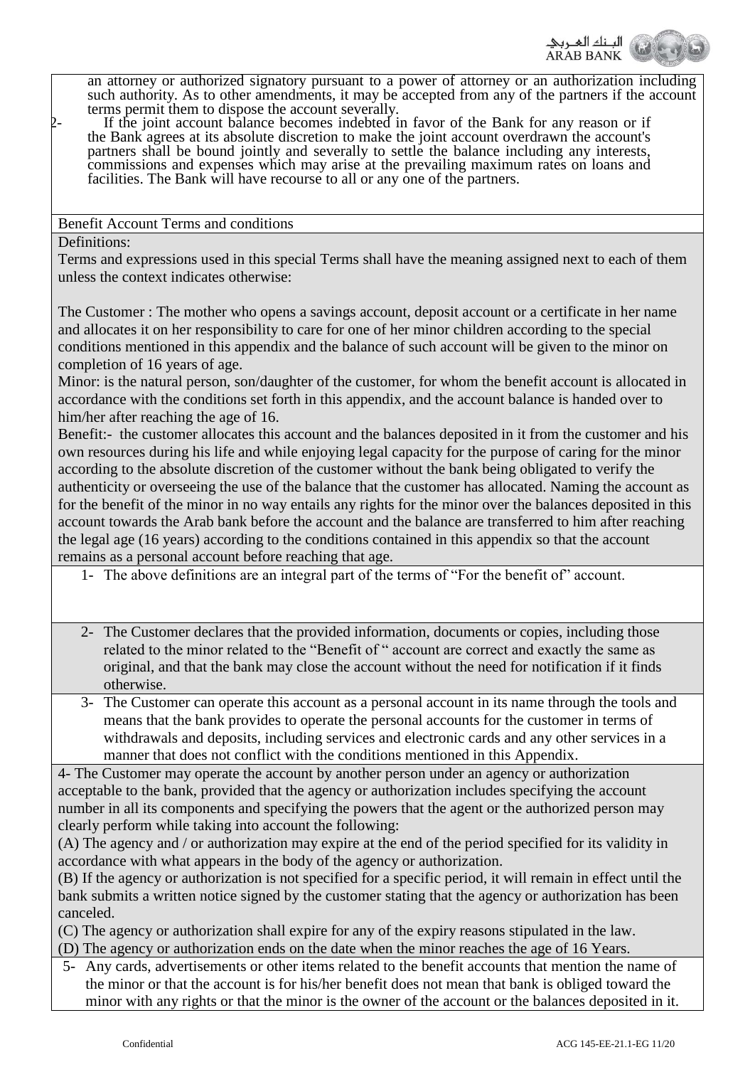an attorney or authorized signatory pursuant to a power of attorney or an authorization including such authority. As to other amendments, it may be accepted from any of the partners if the account terms permit them to dispose the account severally.

2- If the joint account balance becomes indebted in favor of the Bank for any reason or if the Bank agrees at its absolute discretion to make the joint account overdrawn the account's partners shall be bound jointly and severally to settle the balance including any interests, commissions and expenses which may arise at the prevailing maximum rates on loans and facilities. The Bank will have recourse to all or any one of the partners.

## Benefit Account Terms and conditions

Definitions:

Terms and expressions used in this special Terms shall have the meaning assigned next to each of them unless the context indicates otherwise:

The Customer : The mother who opens a savings account, deposit account or a certificate in her name and allocates it on her responsibility to care for one of her minor children according to the special conditions mentioned in this appendix and the balance of such account will be given to the minor on completion of 16 years of age.

Minor: is the natural person, son/daughter of the customer, for whom the benefit account is allocated in accordance with the conditions set forth in this appendix, and the account balance is handed over to him/her after reaching the age of 16.

Benefit:- the customer allocates this account and the balances deposited in it from the customer and his own resources during his life and while enjoying legal capacity for the purpose of caring for the minor according to the absolute discretion of the customer without the bank being obligated to verify the authenticity or overseeing the use of the balance that the customer has allocated. Naming the account as for the benefit of the minor in no way entails any rights for the minor over the balances deposited in this account towards the Arab bank before the account and the balance are transferred to him after reaching the legal age (16 years) according to the conditions contained in this appendix so that the account remains as a personal account before reaching that age.

1- The above definitions are an integral part of the terms of "For the benefit of" account.

2- The Customer declares that the provided information, documents or copies, including those related to the minor related to the "Benefit of " account are correct and exactly the same as original, and that the bank may close the account without the need for notification if it finds otherwise.

3- The Customer can operate this account as a personal account in its name through the tools and means that the bank provides to operate the personal accounts for the customer in terms of withdrawals and deposits, including services and electronic cards and any other services in a manner that does not conflict with the conditions mentioned in this Appendix.

4- The Customer may operate the account by another person under an agency or authorization acceptable to the bank, provided that the agency or authorization includes specifying the account number in all its components and specifying the powers that the agent or the authorized person may clearly perform while taking into account the following:

(A) The agency and / or authorization may expire at the end of the period specified for its validity in accordance with what appears in the body of the agency or authorization.

(B) If the agency or authorization is not specified for a specific period, it will remain in effect until the bank submits a written notice signed by the customer stating that the agency or authorization has been canceled.

(C) The agency or authorization shall expire for any of the expiry reasons stipulated in the law.

(D) The agency or authorization ends on the date when the minor reaches the age of 16 Years.

5- Any cards, advertisements or other items related to the benefit accounts that mention the name of the minor or that the account is for his/her benefit does not mean that bank is obliged toward the minor with any rights or that the minor is the owner of the account or the balances deposited in it.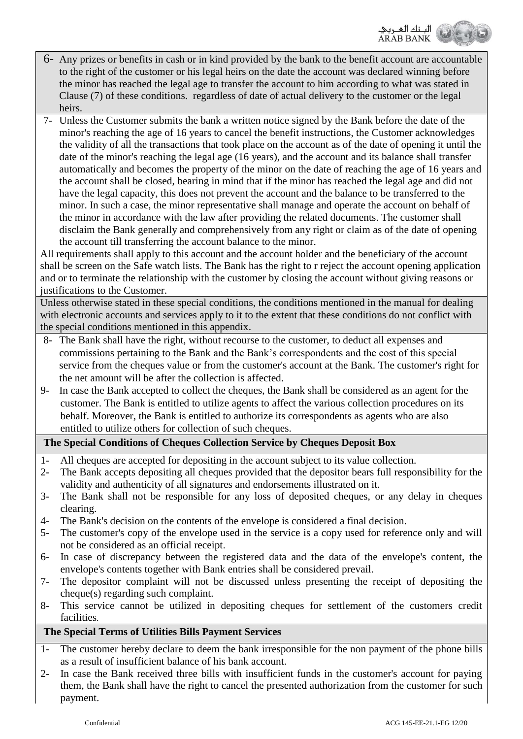6- Any prizes or benefits in cash or in kind provided by the bank to the benefit account are accountable to the right of the customer or his legal heirs on the date the account was declared winning before the minor has reached the legal age to transfer the account to him according to what was stated in Clause (7) of these conditions. regardless of date of actual delivery to the customer or the legal heirs.

7- Unless the Customer submits the bank a written notice signed by the Bank before the date of the minor's reaching the age of 16 years to cancel the benefit instructions, the Customer acknowledges the validity of all the transactions that took place on the account as of the date of opening it until the date of the minor's reaching the legal age (16 years), and the account and its balance shall transfer automatically and becomes the property of the minor on the date of reaching the age of 16 years and the account shall be closed, bearing in mind that if the minor has reached the legal age and did not have the legal capacity, this does not prevent the account and the balance to be transferred to the minor. In such a case, the minor representative shall manage and operate the account on behalf of the minor in accordance with the law after providing the related documents. The customer shall disclaim the Bank generally and comprehensively from any right or claim as of the date of opening the account till transferring the account balance to the minor.

All requirements shall apply to this account and the account holder and the beneficiary of the account shall be screen on the Safe watch lists. The Bank has the right to r reject the account opening application and or to terminate the relationship with the customer by closing the account without giving reasons or justifications to the Customer.

Unless otherwise stated in these special conditions, the conditions mentioned in the manual for dealing with electronic accounts and services apply to it to the extent that these conditions do not conflict with the special conditions mentioned in this appendix.

8- The Bank shall have the right, without recourse to the customer, to deduct all expenses and commissions pertaining to the Bank and the Bank's correspondents and the cost of this special service from the cheques value or from the customer's account at the Bank. The customer's right for the net amount will be after the collection is affected.

9- In case the Bank accepted to collect the cheques, the Bank shall be considered as an agent for the customer. The Bank is entitled to utilize agents to affect the various collection procedures on its behalf. Moreover, the Bank is entitled to authorize its correspondents as agents who are also entitled to utilize others for collection of such cheques.

## The Special Conditions of Cheques Collection Service by Cheques Deposit Box

1- All cheques are accepted for depositing in the account subject to its value collection.
2- The Bank accepts depositing all cheques provided that the depositor bears full responsibility for the validity and authenticity of all signatures and endorsements illustrated on it.
3- The Bank shall not be responsible for any loss of deposited cheques, or any delay in cheques clearing.
4- The Bank's decision on the contents of the envelope is considered a final decision.
5- The customer's copy of the envelope used in the service is a copy used for reference only and will not be considered as an official receipt.
6- In case of discrepancy between the registered data and the data of the envelope's content, the envelope's contents together with Bank entries shall be considered prevail.
7- The depositor complaint will not be discussed unless presenting the receipt of depositing the cheque(s) regarding such complaint.
8- This service cannot be utilized in depositing cheques for settlement of the customers credit facilities.

## The Special Terms of Utilities Bills Payment Services

1- The customer hereby declare to deem the bank irresponsible for the non payment of the phone bills as a result of insufficient balance of his bank account.
2- In case the Bank received three bills with insufficient funds in the customer's account for paying them, the Bank shall have the right to cancel the presented authorization from the customer for such payment.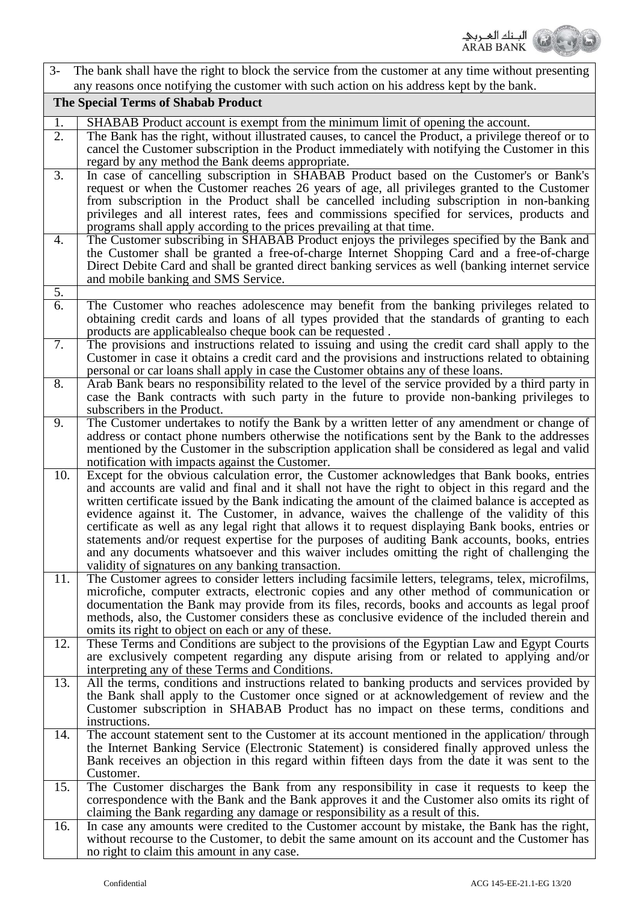| 3- The bank shall have the right to block the service from the customer at any time without presenting any reasons once notifying the customer with such action on his address kept by the bank. | |
|---|---|
| **The Special Terms of Shabab Product** | |
| 1. | SHABAB Product account is exempt from the minimum limit of opening the account. |
| 2. | The Bank has the right, without illustrated causes, to cancel the Product, a privilege thereof or to cancel the Customer subscription in the Product immediately with notifying the Customer in this regard by any method the Bank deems appropriate. |
| 3. | In case of cancelling subscription in SHABAB Product based on the Customer's or Bank's request or when the Customer reaches 26 years of age, all privileges granted to the Customer from subscription in the Product shall be cancelled including subscription in non-banking privileges and all interest rates, fees and commissions specified for services, products and programs shall apply according to the prices prevailing at that time. |
| 4. | The Customer subscribing in SHABAB Product enjoys the privileges specified by the Bank and the Customer shall be granted a free-of-charge Internet Shopping Card and a free-of-charge Direct Debite Card and shall be granted direct banking services as well (banking internet service and mobile banking and SMS Service. |
| 5. | |
| 6. | The Customer who reaches adolescence may benefit from the banking privileges related to obtaining credit cards and loans of all types provided that the standards of granting to each products are applicablealso cheque book can be requested . |
| 7. | The provisions and instructions related to issuing and using the credit card shall apply to the Customer in case it obtains a credit card and the provisions and instructions related to obtaining personal or car loans shall apply in case the Customer obtains any of these loans. |
| 8. | Arab Bank bears no responsibility related to the level of the service provided by a third party in case the Bank contracts with such party in the future to provide non-banking privileges to subscribers in the Product. |
| 9. | The Customer undertakes to notify the Bank by a written letter of any amendment or change of address or contact phone numbers otherwise the notifications sent by the Bank to the addresses mentioned by the Customer in the subscription application shall be considered as legal and valid notification with impacts against the Customer. |
| 10. | Except for the obvious calculation error, the Customer acknowledges that Bank books, entries and accounts are valid and final and it shall not have the right to object in this regard and the written certificate issued by the Bank indicating the amount of the claimed balance is accepted as evidence against it. The Customer, in advance, waives the challenge of the validity of this certificate as well as any legal right that allows it to request displaying Bank books, entries or statements and/or request expertise for the purposes of auditing Bank accounts, books, entries and any documents whatsoever and this waiver includes omitting the right of challenging the validity of signatures on any banking transaction. |
| 11. | The Customer agrees to consider letters including facsimile letters, telegrams, telex, microfilms, microfiche, computer extracts, electronic copies and any other method of communication or documentation the Bank may provide from its files, records, books and accounts as legal proof methods, also, the Customer considers these as conclusive evidence of the included therein and omits its right to object on each or any of these. |
| 12. | These Terms and Conditions are subject to the provisions of the Egyptian Law and Egypt Courts are exclusively competent regarding any dispute arising from or related to applying and/or interpreting any of these Terms and Conditions. |
| 13. | All the terms, conditions and instructions related to banking products and services provided by the Bank shall apply to the Customer once signed or at acknowledgement of review and the Customer subscription in SHABAB Product has no impact on these terms, conditions and instructions. |
| 14. | The account statement sent to the Customer at its account mentioned in the application/ through the Internet Banking Service (Electronic Statement) is considered finally approved unless the Bank receives an objection in this regard within fifteen days from the date it was sent to the Customer. |
| 15. | The Customer discharges the Bank from any responsibility in case it requests to keep the correspondence with the Bank and the Bank approves it and the Customer also omits its right of claiming the Bank regarding any damage or responsibility as a result of this. |
| 16. | In case any amounts were credited to the Customer account by mistake, the Bank has the right, without recourse to the Customer, to debit the same amount on its account and the Customer has no right to claim this amount in any case. |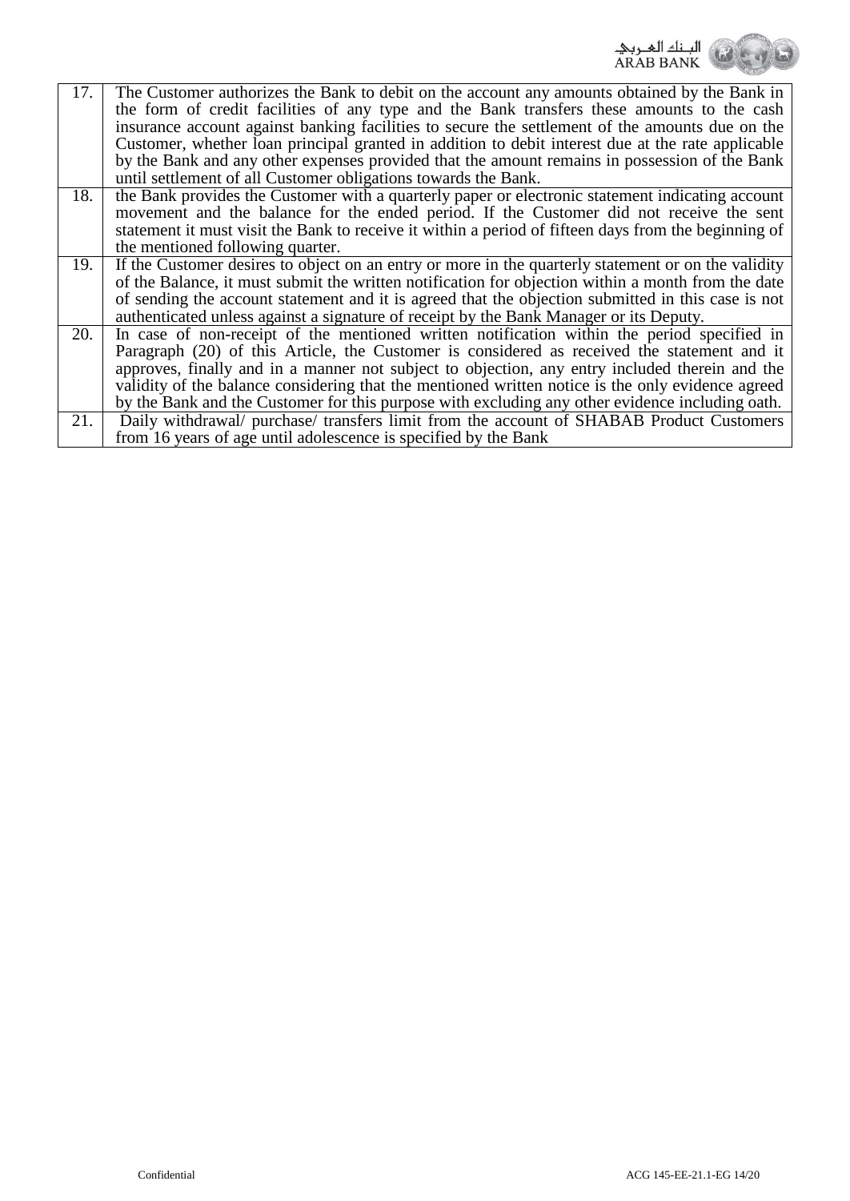| | |
|---|---|
| 17. | The Customer authorizes the Bank to debit on the account any amounts obtained by the Bank in the form of credit facilities of any type and the Bank transfers these amounts to the cash insurance account against banking facilities to secure the settlement of the amounts due on the Customer, whether loan principal granted in addition to debit interest due at the rate applicable by the Bank and any other expenses provided that the amount remains in possession of the Bank until settlement of all Customer obligations towards the Bank. |
| 18. | the Bank provides the Customer with a quarterly paper or electronic statement indicating account movement and the balance for the ended period. If the Customer did not receive the sent statement it must visit the Bank to receive it within a period of fifteen days from the beginning of the mentioned following quarter. |
| 19. | If the Customer desires to object on an entry or more in the quarterly statement or on the validity of the Balance, it must submit the written notification for objection within a month from the date of sending the account statement and it is agreed that the objection submitted in this case is not authenticated unless against a signature of receipt by the Bank Manager or its Deputy. |
| 20. | In case of non-receipt of the mentioned written notification within the period specified in Paragraph (20) of this Article, the Customer is considered as received the statement and it approves, finally and in a manner not subject to objection, any entry included therein and the validity of the balance considering that the mentioned written notice is the only evidence agreed by the Bank and the Customer for this purpose with excluding any other evidence including oath. |
| 21. | Daily withdrawal/ purchase/ transfers limit from the account of SHABAB Product Customers from 16 years of age until adolescence is specified by the Bank |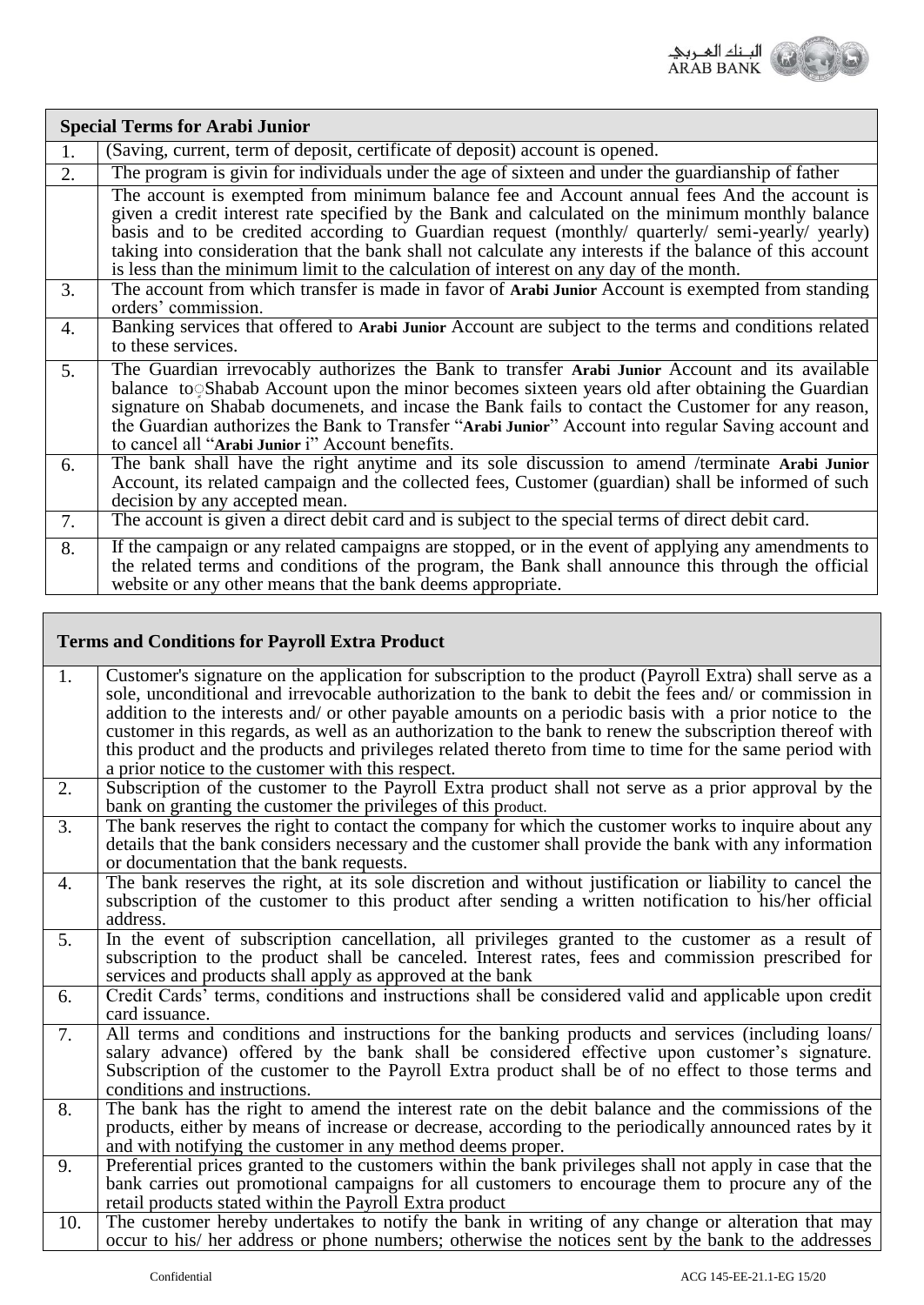| Special Terms for Arabi Junior | |
|---|---|
| 1. | (Saving, current, term of deposit, certificate of deposit) account is opened. |
| 2. | The program is givin for individuals under the age of sixteen and under the guardianship of father |
| | The account is exempted from minimum balance fee and Account annual fees And the account is given a credit interest rate specified by the Bank and calculated on the minimum monthly balance basis and to be credited according to Guardian request (monthly/ quarterly/ semi-yearly/ yearly) taking into consideration that the bank shall not calculate any interests if the balance of this account is less than the minimum limit to the calculation of interest on any day of the month. |
| 3. | The account from which transfer is made in favor of **Arabi Junior** Account is exempted from standing orders' commission. |
| 4. | Banking services that offered to **Arabi Junior** Account are subject to the terms and conditions related to these services. |
| 5. | The Guardian irrevocably authorizes the Bank to transfer **Arabi Junior** Account and its available balance to Shabab Account upon the minor becomes sixteen years old after obtaining the Guardian signature on Shabab documenets, and incase the Bank fails to contact the Customer for any reason, the Guardian authorizes the Bank to Transfer "**Arabi Junior**" Account into regular Saving account and to cancel all "**Arabi Junior** i" Account benefits. |
| 6. | The bank shall have the right anytime and its sole discussion to amend /terminate **Arabi Junior** Account, its related campaign and the collected fees, Customer (guardian) shall be informed of such decision by any accepted mean. |
| 7. | The account is given a direct debit card and is subject to the special terms of direct debit card. |
| 8. | If the campaign or any related campaigns are stopped, or in the event of applying any amendments to the related terms and conditions of the program, the Bank shall announce this through the official website or any other means that the bank deems appropriate. |

| Terms and Conditions for Payroll Extra Product | |
|---|---|
| 1. | Customer's signature on the application for subscription to the product (Payroll Extra) shall serve as a sole, unconditional and irrevocable authorization to the bank to debit the fees and/ or commission in addition to the interests and/ or other payable amounts on a periodic basis with a prior notice to the customer in this regards, as well as an authorization to the bank to renew the subscription thereof with this product and the products and privileges related thereto from time to time for the same period with a prior notice to the customer with this respect. |
| 2. | Subscription of the customer to the Payroll Extra product shall not serve as a prior approval by the bank on granting the customer the privileges of this product. |
| 3. | The bank reserves the right to contact the company for which the customer works to inquire about any details that the bank considers necessary and the customer shall provide the bank with any information or documentation that the bank requests. |
| 4. | The bank reserves the right, at its sole discretion and without justification or liability to cancel the subscription of the customer to this product after sending a written notification to his/her official address. |
| 5. | In the event of subscription cancellation, all privileges granted to the customer as a result of subscription to the product shall be canceled. Interest rates, fees and commission prescribed for services and products shall apply as approved at the bank |
| 6. | Credit Cards' terms, conditions and instructions shall be considered valid and applicable upon credit card issuance. |
| 7. | All terms and conditions and instructions for the banking products and services (including loans/ salary advance) offered by the bank shall be considered effective upon customer's signature. Subscription of the customer to the Payroll Extra product shall be of no effect to those terms and conditions and instructions. |
| 8. | The bank has the right to amend the interest rate on the debit balance and the commissions of the products, either by means of increase or decrease, according to the periodically announced rates by it and with notifying the customer in any method deems proper. |
| 9. | Preferential prices granted to the customers within the bank privileges shall not apply in case that the bank carries out promotional campaigns for all customers to encourage them to procure any of the retail products stated within the Payroll Extra product |
| 10. | The customer hereby undertakes to notify the bank in writing of any change or alteration that may occur to his/ her address or phone numbers; otherwise the notices sent by the bank to the addresses |

Confidential ACG 145-EE-21.1-EG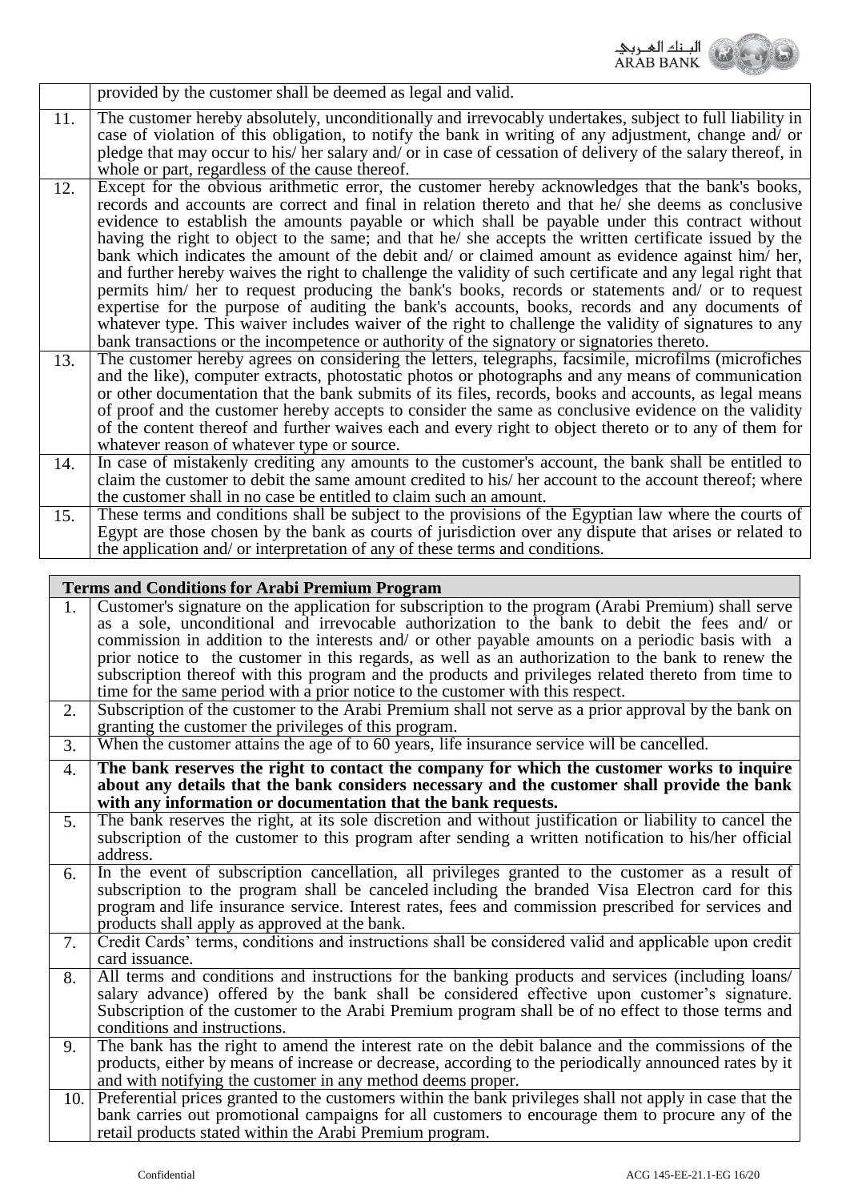| | |
|---|---|
| | provided by the customer shall be deemed as legal and valid. |
| 11. | The customer hereby absolutely, unconditionally and irrevocably undertakes, subject to full liability in case of violation of this obligation, to notify the bank in writing of any adjustment, change and/ or pledge that may occur to his/ her salary and/ or in case of cessation of delivery of the salary thereof, in whole or part, regardless of the cause thereof. |
| 12. | Except for the obvious arithmetic error, the customer hereby acknowledges that the bank's books, records and accounts are correct and final in relation thereto and that he/ she deems as conclusive evidence to establish the amounts payable or which shall be payable under this contract without having the right to object to the same; and that he/ she accepts the written certificate issued by the bank which indicates the amount of the debit and/ or claimed amount as evidence against him/ her, and further hereby waives the right to challenge the validity of such certificate and any legal right that permits him/ her to request producing the bank's books, records or statements and/ or to request expertise for the purpose of auditing the bank's accounts, books, records and any documents of whatever type. This waiver includes waiver of the right to challenge the validity of signatures to any bank transactions or the incompetence or authority of the signatory or signatories thereto. |
| 13. | The customer hereby agrees on considering the letters, telegraphs, facsimile, microfilms (microfiches and the like), computer extracts, photostatic photos or photographs and any means of communication or other documentation that the bank submits of its files, records, books and accounts, as legal means of proof and the customer hereby accepts to consider the same as conclusive evidence on the validity of the content thereof and further waives each and every right to object thereto or to any of them for whatever reason of whatever type or source. |
| 14. | In case of mistakenly crediting any amounts to the customer's account, the bank shall be entitled to claim the customer to debit the same amount credited to his/ her account to the account thereof; where the customer shall in no case be entitled to claim such an amount. |
| 15. | These terms and conditions shall be subject to the provisions of the Egyptian law where the courts of Egypt are those chosen by the bank as courts of jurisdiction over any dispute that arises or related to the application and/ or interpretation of any of these terms and conditions. |

| **Terms and Conditions for Arabi Premium Program** | |
|---|---|
| 1. | Customer's signature on the application for subscription to the program (Arabi Premium) shall serve as a sole, unconditional and irrevocable authorization to the bank to debit the fees and/ or commission in addition to the interests and/ or other payable amounts on a periodic basis with a prior notice to the customer in this regards, as well as an authorization to the bank to renew the subscription thereof with this program and the products and privileges related thereto from time to time for the same period with a prior notice to the customer with this respect. |
| 2. | Subscription of the customer to the Arabi Premium shall not serve as a prior approval by the bank on granting the customer the privileges of this program. |
| 3. | When the customer attains the age of to 60 years, life insurance service will be cancelled. |
| 4. | **The bank reserves the right to contact the company for which the customer works to inquire about any details that the bank considers necessary and the customer shall provide the bank with any information or documentation that the bank requests.** |
| 5. | The bank reserves the right, at its sole discretion and without justification or liability to cancel the subscription of the customer to this program after sending a written notification to his/her official address. |
| 6. | In the event of subscription cancellation, all privileges granted to the customer as a result of subscription to the program shall be canceled including the branded Visa Electron card for this program and life insurance service. Interest rates, fees and commission prescribed for services and products shall apply as approved at the bank. |
| 7. | Credit Cards' terms, conditions and instructions shall be considered valid and applicable upon credit card issuance. |
| 8. | All terms and conditions and instructions for the banking products and services (including loans/ salary advance) offered by the bank shall be considered effective upon customer's signature. Subscription of the customer to the Arabi Premium program shall be of no effect to those terms and conditions and instructions. |
| 9. | The bank has the right to amend the interest rate on the debit balance and the commissions of the products, either by means of increase or decrease, according to the periodically announced rates by it and with notifying the customer in any method deems proper. |
| 10. | Preferential prices granted to the customers within the bank privileges shall not apply in case that the bank carries out promotional campaigns for all customers to encourage them to procure any of the retail products stated within the Arabi Premium program. |

Confidential ACG 145-EE-21.1-EG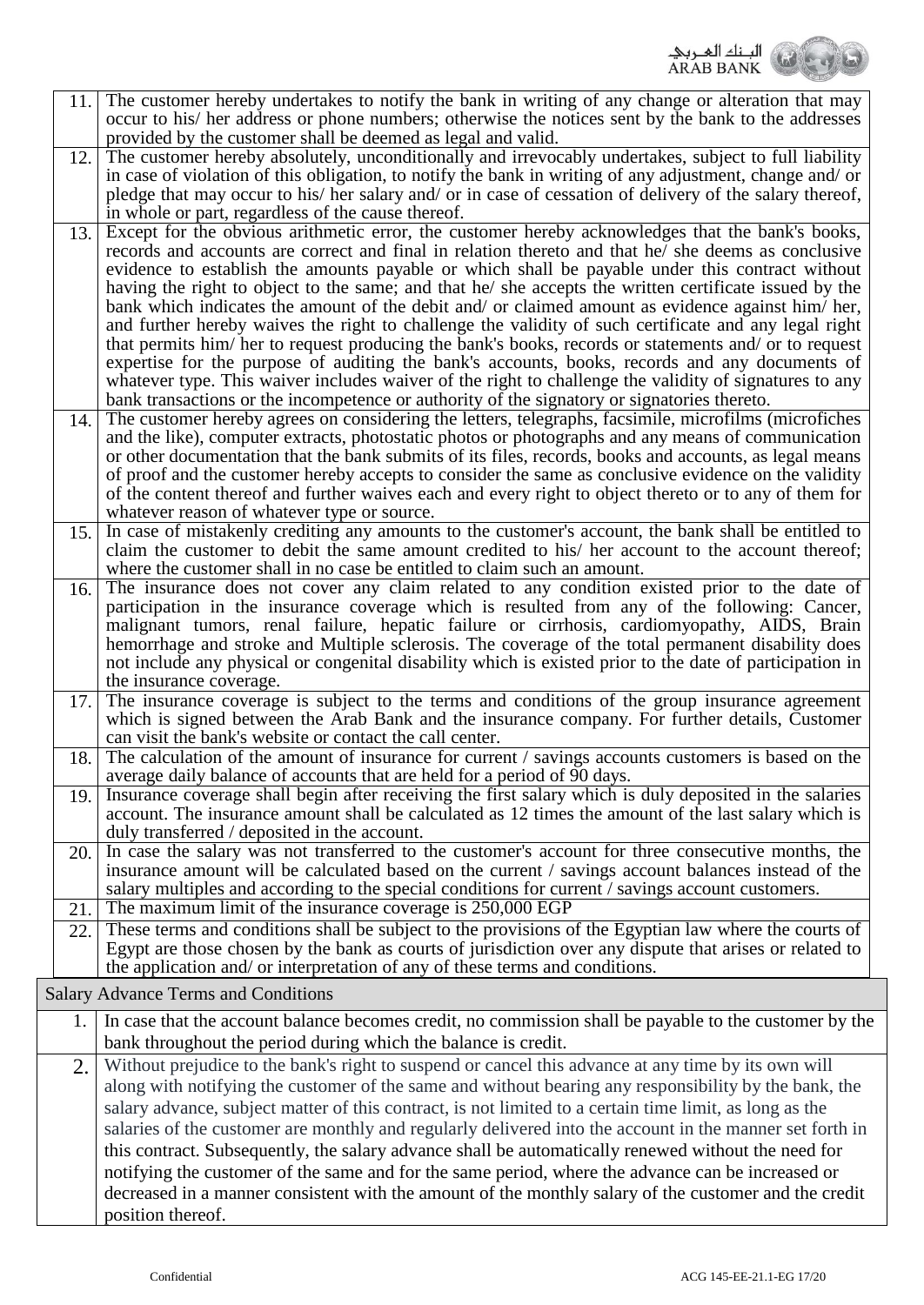| | |
|---|---|
| 11. | The customer hereby undertakes to notify the bank in writing of any change or alteration that may occur to his/ her address or phone numbers; otherwise the notices sent by the bank to the addresses provided by the customer shall be deemed as legal and valid. |
| 12. | The customer hereby absolutely, unconditionally and irrevocably undertakes, subject to full liability in case of violation of this obligation, to notify the bank in writing of any adjustment, change and/ or pledge that may occur to his/ her salary and/ or in case of cessation of delivery of the salary thereof, in whole or part, regardless of the cause thereof. |
| 13. | Except for the obvious arithmetic error, the customer hereby acknowledges that the bank's books, records and accounts are correct and final in relation thereto and that he/ she deems as conclusive evidence to establish the amounts payable or which shall be payable under this contract without having the right to object to the same; and that he/ she accepts the written certificate issued by the bank which indicates the amount of the debit and/ or claimed amount as evidence against him/ her, and further hereby waives the right to challenge the validity of such certificate and any legal right that permits him/ her to request producing the bank's books, records or statements and/ or to request expertise for the purpose of auditing the bank's accounts, books, records and any documents of whatever type. This waiver includes waiver of the right to challenge the validity of signatures to any bank transactions or the incompetence or authority of the signatory or signatories thereto. |
| 14. | The customer hereby agrees on considering the letters, telegraphs, facsimile, microfilms (microfiches and the like), computer extracts, photostatic photos or photographs and any means of communication or other documentation that the bank submits of its files, records, books and accounts, as legal means of proof and the customer hereby accepts to consider the same as conclusive evidence on the validity of the content thereof and further waives each and every right to object thereto or to any of them for whatever reason of whatever type or source. |
| 15. | In case of mistakenly crediting any amounts to the customer's account, the bank shall be entitled to claim the customer to debit the same amount credited to his/ her account to the account thereof; where the customer shall in no case be entitled to claim such an amount. |
| 16. | The insurance does not cover any claim related to any condition existed prior to the date of participation in the insurance coverage which is resulted from any of the following: Cancer, malignant tumors, renal failure, hepatic failure or cirrhosis, cardiomyopathy, AIDS, Brain hemorrhage and stroke and Multiple sclerosis. The coverage of the total permanent disability does not include any physical or congenital disability which is existed prior to the date of participation in the insurance coverage. |
| 17. | The insurance coverage is subject to the terms and conditions of the group insurance agreement which is signed between the Arab Bank and the insurance company. For further details, Customer can visit the bank's website or contact the call center. |
| 18. | The calculation of the amount of insurance for current / savings accounts customers is based on the average daily balance of accounts that are held for a period of 90 days. |
| 19. | Insurance coverage shall begin after receiving the first salary which is duly deposited in the salaries account. The insurance amount shall be calculated as 12 times the amount of the last salary which is duly transferred / deposited in the account. |
| 20. | In case the salary was not transferred to the customer's account for three consecutive months, the insurance amount will be calculated based on the current / savings account balances instead of the salary multiples and according to the special conditions for current / savings account customers. |
| 21. | The maximum limit of the insurance coverage is 250,000 EGP |
| 22. | These terms and conditions shall be subject to the provisions of the Egyptian law where the courts of Egypt are those chosen by the bank as courts of jurisdiction over any dispute that arises or related to the application and/ or interpretation of any of these terms and conditions. |

## Salary Advance Terms and Conditions

| | |
|---|---|
| 1. | In case that the account balance becomes credit, no commission shall be payable to the customer by the bank throughout the period during which the balance is credit. |
| 2. | Without prejudice to the bank's right to suspend or cancel this advance at any time by its own will along with notifying the customer of the same and without bearing any responsibility by the bank, the salary advance, subject matter of this contract, is not limited to a certain time limit, as long as the salaries of the customer are monthly and regularly delivered into the account in the manner set forth in this contract. Subsequently, the salary advance shall be automatically renewed without the need for notifying the customer of the same and for the same period, where the advance can be increased or decreased in a manner consistent with the amount of the monthly salary of the customer and the credit position thereof. |

Confidential ACG 145-EE-21.1-EG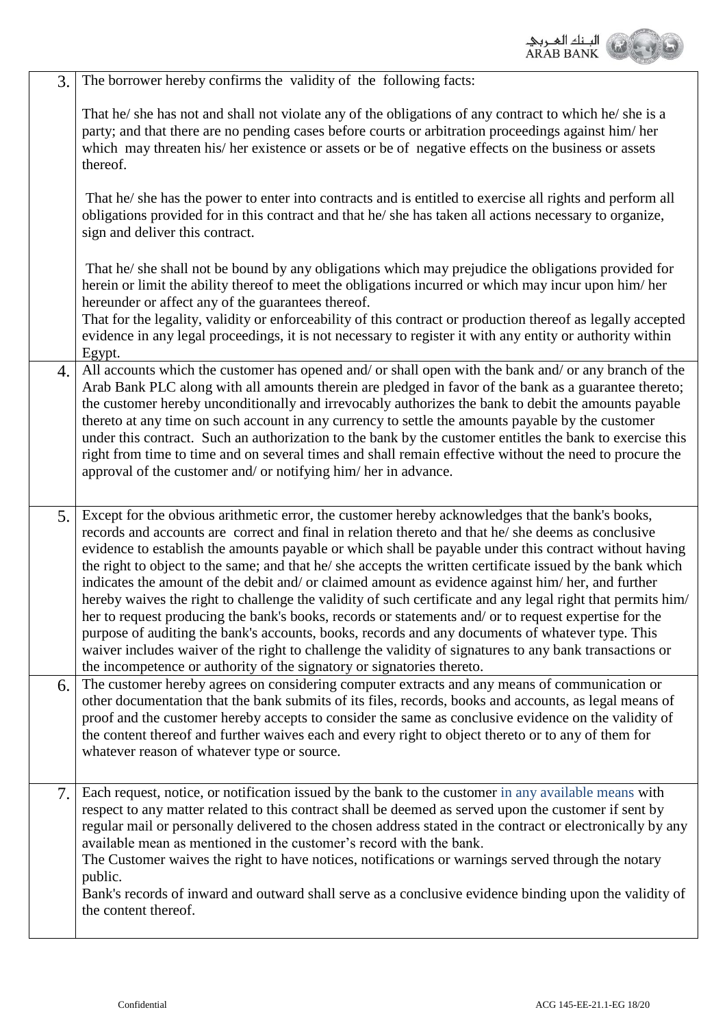| | |
|---|---|
| 3. | The borrower hereby confirms the validity of the following facts:<br><br>That he/ she has not and shall not violate any of the obligations of any contract to which he/ she is a party; and that there are no pending cases before courts or arbitration proceedings against him/ her which may threaten his/ her existence or assets or be of negative effects on the business or assets thereof.<br><br>That he/ she has the power to enter into contracts and is entitled to exercise all rights and perform all obligations provided for in this contract and that he/ she has taken all actions necessary to organize, sign and deliver this contract.<br><br>That he/ she shall not be bound by any obligations which may prejudice the obligations provided for herein or limit the ability thereof to meet the obligations incurred or which may incur upon him/ her hereunder or affect any of the guarantees thereof.<br>That for the legality, validity or enforceability of this contract or production thereof as legally accepted evidence in any legal proceedings, it is not necessary to register it with any entity or authority within Egypt. |
| 4. | All accounts which the customer has opened and/ or shall open with the bank and/ or any branch of the Arab Bank PLC along with all amounts therein are pledged in favor of the bank as a guarantee thereto; the customer hereby unconditionally and irrevocably authorizes the bank to debit the amounts payable thereto at any time on such account in any currency to settle the amounts payable by the customer under this contract. Such an authorization to the bank by the customer entitles the bank to exercise this right from time to time and on several times and shall remain effective without the need to procure the approval of the customer and/ or notifying him/ her in advance. |
| 5. | Except for the obvious arithmetic error, the customer hereby acknowledges that the bank's books, records and accounts are correct and final in relation thereto and that he/ she deems as conclusive evidence to establish the amounts payable or which shall be payable under this contract without having the right to object to the same; and that he/ she accepts the written certificate issued by the bank which indicates the amount of the debit and/ or claimed amount as evidence against him/ her, and further hereby waives the right to challenge the validity of such certificate and any legal right that permits him/ her to request producing the bank's books, records or statements and/ or to request expertise for the purpose of auditing the bank's accounts, books, records and any documents of whatever type. This waiver includes waiver of the right to challenge the validity of signatures to any bank transactions or the incompetence or authority of the signatory or signatories thereto. |
| 6. | The customer hereby agrees on considering computer extracts and any means of communication or other documentation that the bank submits of its files, records, books and accounts, as legal means of proof and the customer hereby accepts to consider the same as conclusive evidence on the validity of the content thereof and further waives each and every right to object thereto or to any of them for whatever reason of whatever type or source. |
| 7. | Each request, notice, or notification issued by the bank to the customer in any available means with respect to any matter related to this contract shall be deemed as served upon the customer if sent by regular mail or personally delivered to the chosen address stated in the contract or electronically by any available mean as mentioned in the customer's record with the bank.<br>The Customer waives the right to have notices, notifications or warnings served through the notary public.<br>Bank's records of inward and outward shall serve as a conclusive evidence binding upon the validity of the content thereof. |

Confidential ACG 145-EE-21.1-EG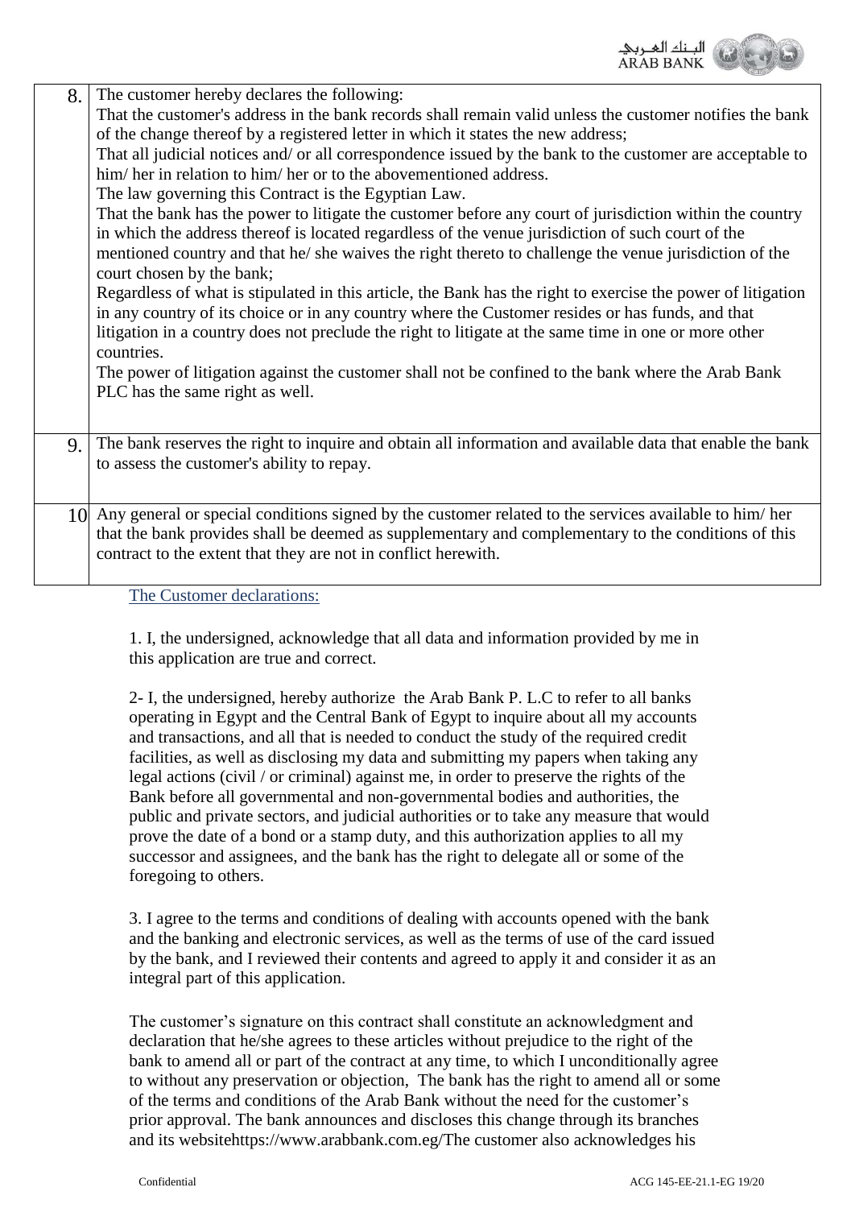| | |
|---|---|
| 8. | The customer hereby declares the following:<br>That the customer's address in the bank records shall remain valid unless the customer notifies the bank of the change thereof by a registered letter in which it states the new address;<br>That all judicial notices and/ or all correspondence issued by the bank to the customer are acceptable to him/ her in relation to him/ her or to the abovementioned address.<br>The law governing this Contract is the Egyptian Law.<br>That the bank has the power to litigate the customer before any court of jurisdiction within the country in which the address thereof is located regardless of the venue jurisdiction of such court of the mentioned country and that he/ she waives the right thereto to challenge the venue jurisdiction of the court chosen by the bank;<br>Regardless of what is stipulated in this article, the Bank has the right to exercise the power of litigation in any country of its choice or in any country where the Customer resides or has funds, and that litigation in a country does not preclude the right to litigate at the same time in one or more other countries.<br>The power of litigation against the customer shall not be confined to the bank where the Arab Bank PLC has the same right as well. |
| 9. | The bank reserves the right to inquire and obtain all information and available data that enable the bank to assess the customer's ability to repay. |
| 10 | Any general or special conditions signed by the customer related to the services available to him/ her that the bank provides shall be deemed as supplementary and complementary to the conditions of this contract to the extent that they are not in conflict herewith. |

The Customer declarations:

1. I, the undersigned, acknowledge that all data and information provided by me in this application are true and correct.

2- I, the undersigned, hereby authorize the Arab Bank P. L.C to refer to all banks operating in Egypt and the Central Bank of Egypt to inquire about all my accounts and transactions, and all that is needed to conduct the study of the required credit facilities, as well as disclosing my data and submitting my papers when taking any legal actions (civil / or criminal) against me, in order to preserve the rights of the Bank before all governmental and non-governmental bodies and authorities, the public and private sectors, and judicial authorities or to take any measure that would prove the date of a bond or a stamp duty, and this authorization applies to all my successor and assignees, and the bank has the right to delegate all or some of the foregoing to others.

3. I agree to the terms and conditions of dealing with accounts opened with the bank and the banking and electronic services, as well as the terms of use of the card issued by the bank, and I reviewed their contents and agreed to apply it and consider it as an integral part of this application.

The customer's signature on this contract shall constitute an acknowledgment and declaration that he/she agrees to these articles without prejudice to the right of the bank to amend all or part of the contract at any time, to which I unconditionally agree to without any preservation or objection, The bank has the right to amend all or some of the terms and conditions of the Arab Bank without the need for the customer's prior approval. The bank announces and discloses this change through its branches and its websitehttps://www.arabbank.com.eg/The customer also acknowledges his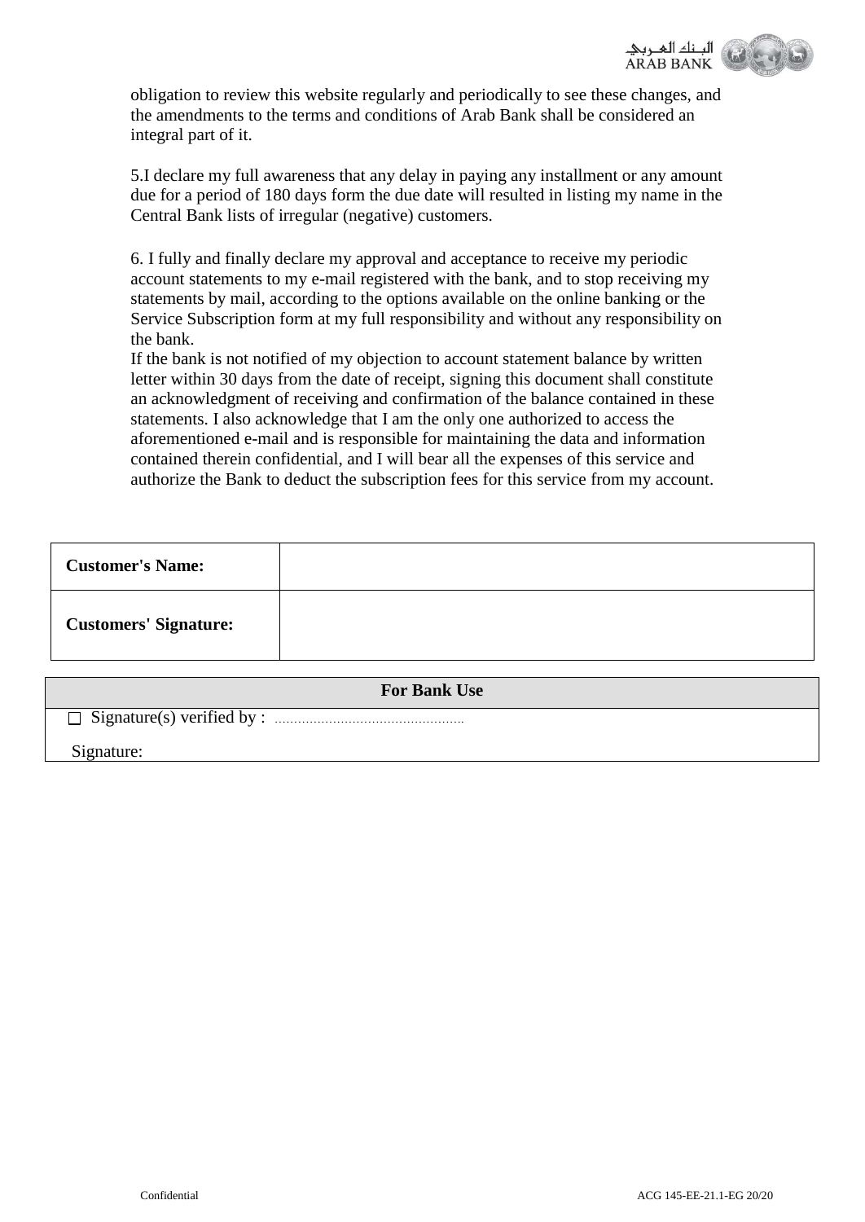obligation to review this website regularly and periodically to see these changes, and the amendments to the terms and conditions of Arab Bank shall be considered an integral part of it.

5.I declare my full awareness that any delay in paying any installment or any amount due for a period of 180 days form the due date will resulted in listing my name in the Central Bank lists of irregular (negative) customers.

6. I fully and finally declare my approval and acceptance to receive my periodic account statements to my e-mail registered with the bank, and to stop receiving my statements by mail, according to the options available on the online banking or the Service Subscription form at my full responsibility and without any responsibility on the bank.
If the bank is not notified of my objection to account statement balance by written letter within 30 days from the date of receipt, signing this document shall constitute an acknowledgment of receiving and confirmation of the balance contained in these statements. I also acknowledge that I am the only one authorized to access the aforementioned e-mail and is responsible for maintaining the data and information contained therein confidential, and I will bear all the expenses of this service and authorize the Bank to deduct the subscription fees for this service from my account.

| | |
|---|---|
| **Customer's Name:** | |
| **Customers' Signature:** | |

| **For Bank Use** |
|---|
| ☐ Signature(s) verified by : ................................................ |
| Signature: |

Confidential

ACG 145-EE-21.1-EG